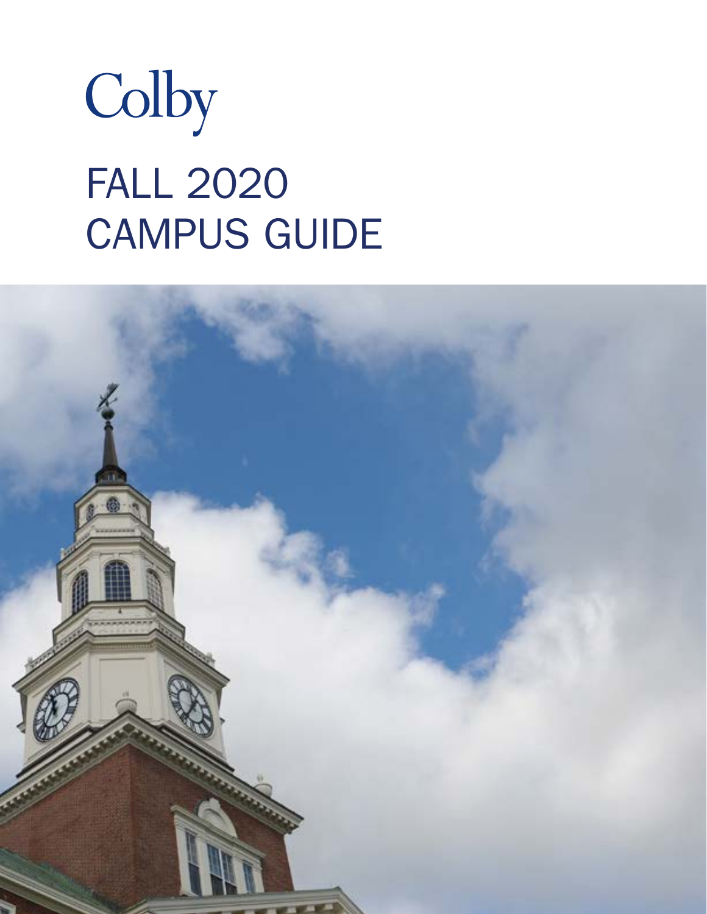Colby

# FALL 2020 CAMPUS GUIDE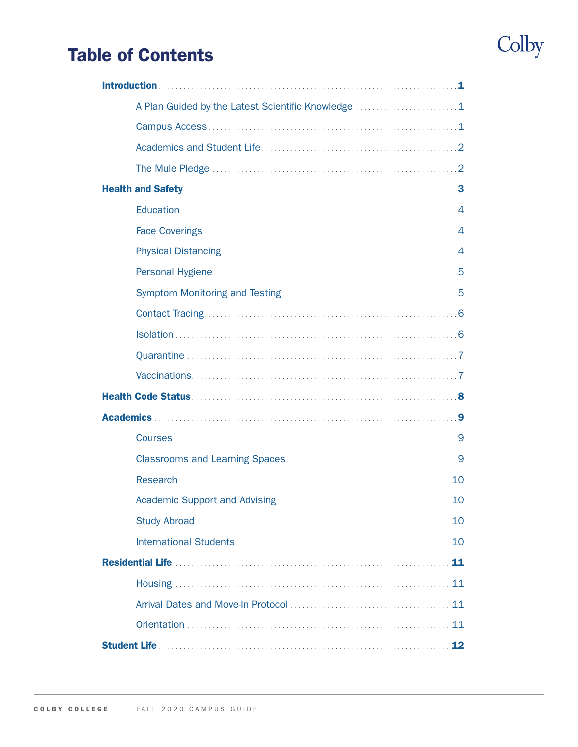# Table of Contents

**Introduction** .......... **1**

- A Plan Guided by the Latest Scientific Knowledge .......... 1
- Campus Access .......... 1
- Academics and Student Life .......... 2
- The Mule Pledge .......... 2

**Health and Safety** .......... **3**

- Education .......... 4
- Face Coverings .......... 4
- Physical Distancing .......... 4
- Personal Hygiene .......... 5
- Symptom Monitoring and Testing .......... 5
- Contact Tracing .......... 6
- Isolation .......... 6
- Quarantine .......... 7
- Vaccinations .......... 7

**Health Code Status** .......... **8**

**Academics** .......... **9**

- Courses .......... 9
- Classrooms and Learning Spaces .......... 9
- Research .......... 10
- Academic Support and Advising .......... 10
- Study Abroad .......... 10
- International Students .......... 10

**Residential Life** .......... **11**

- Housing .......... 11
- Arrival Dates and Move-In Protocol .......... 11
- Orientation .......... 11

**Student Life** .......... **12**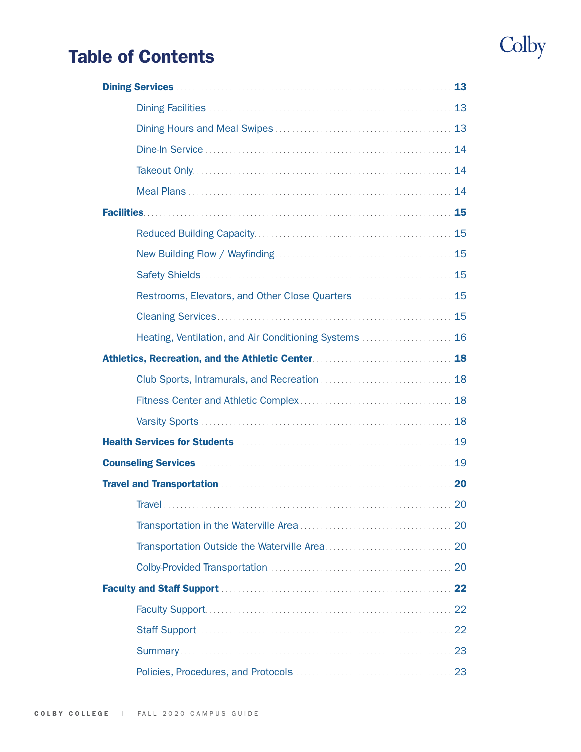# Table of Contents

- **Dining Services** .................... **13**
  - Dining Facilities .................... 13
  - Dining Hours and Meal Swipes .................... 13
  - Dine-In Service .................... 14
  - Takeout Only .................... 14
  - Meal Plans .................... 14
- **Facilities** .................... **15**
  - Reduced Building Capacity .................... 15
  - New Building Flow / Wayfinding .................... 15
  - Safety Shields .................... 15
  - Restrooms, Elevators, and Other Close Quarters .................... 15
  - Cleaning Services .................... 15
  - Heating, Ventilation, and Air Conditioning Systems .................... 16
- **Athletics, Recreation, and the Athletic Center** .................... **18**
  - Club Sports, Intramurals, and Recreation .................... 18
  - Fitness Center and Athletic Complex .................... 18
  - Varsity Sports .................... 18
- **Health Services for Students** .................... 19
- **Counseling Services** .................... 19
- **Travel and Transportation** .................... **20**
  - Travel .................... 20
  - Transportation in the Waterville Area .................... 20
  - Transportation Outside the Waterville Area .................... 20
  - Colby-Provided Transportation .................... 20
- **Faculty and Staff Support** .................... **22**
  - Faculty Support .................... 22
  - Staff Support .................... 22
  - Summary .................... 23
  - Policies, Procedures, and Protocols .................... 23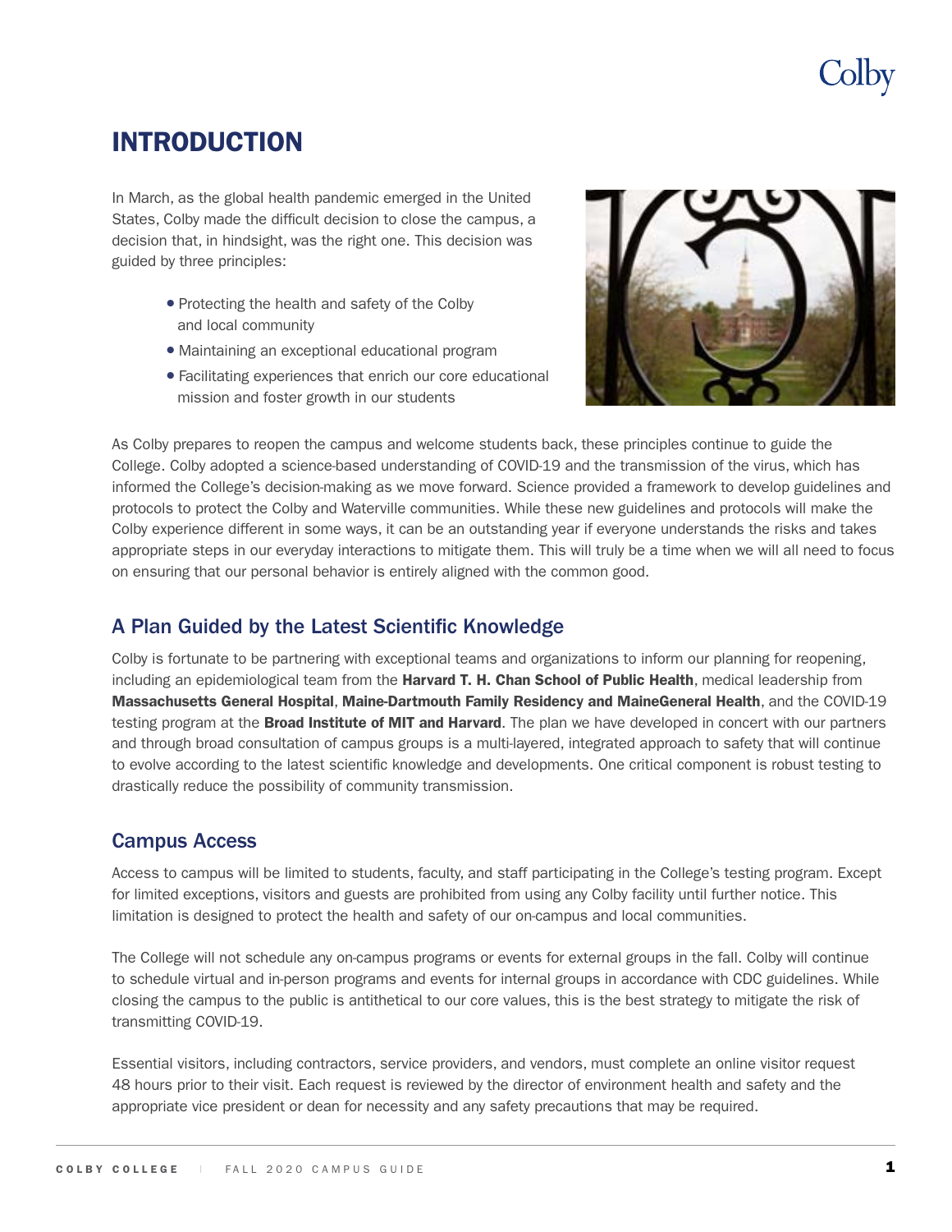# INTRODUCTION

In March, as the global health pandemic emerged in the United States, Colby made the difficult decision to close the campus, a decision that, in hindsight, was the right one. This decision was guided by three principles:

- Protecting the health and safety of the Colby and local community
- Maintaining an exceptional educational program
- Facilitating experiences that enrich our core educational mission and foster growth in our students

As Colby prepares to reopen the campus and welcome students back, these principles continue to guide the College. Colby adopted a science-based understanding of COVID-19 and the transmission of the virus, which has informed the College's decision-making as we move forward. Science provided a framework to develop guidelines and protocols to protect the Colby and Waterville communities. While these new guidelines and protocols will make the Colby experience different in some ways, it can be an outstanding year if everyone understands the risks and takes appropriate steps in our everyday interactions to mitigate them. This will truly be a time when we will all need to focus on ensuring that our personal behavior is entirely aligned with the common good.

## A Plan Guided by the Latest Scientific Knowledge

Colby is fortunate to be partnering with exceptional teams and organizations to inform our planning for reopening, including an epidemiological team from the **Harvard T. H. Chan School of Public Health**, medical leadership from **Massachusetts General Hospital**, **Maine-Dartmouth Family Residency and MaineGeneral Health**, and the COVID-19 testing program at the **Broad Institute of MIT and Harvard**. The plan we have developed in concert with our partners and through broad consultation of campus groups is a multi-layered, integrated approach to safety that will continue to evolve according to the latest scientific knowledge and developments. One critical component is robust testing to drastically reduce the possibility of community transmission.

## Campus Access

Access to campus will be limited to students, faculty, and staff participating in the College's testing program. Except for limited exceptions, visitors and guests are prohibited from using any Colby facility until further notice. This limitation is designed to protect the health and safety of our on-campus and local communities.

The College will not schedule any on-campus programs or events for external groups in the fall. Colby will continue to schedule virtual and in-person programs and events for internal groups in accordance with CDC guidelines. While closing the campus to the public is antithetical to our core values, this is the best strategy to mitigate the risk of transmitting COVID-19.

Essential visitors, including contractors, service providers, and vendors, must complete an online visitor request 48 hours prior to their visit. Each request is reviewed by the director of environment health and safety and the appropriate vice president or dean for necessity and any safety precautions that may be required.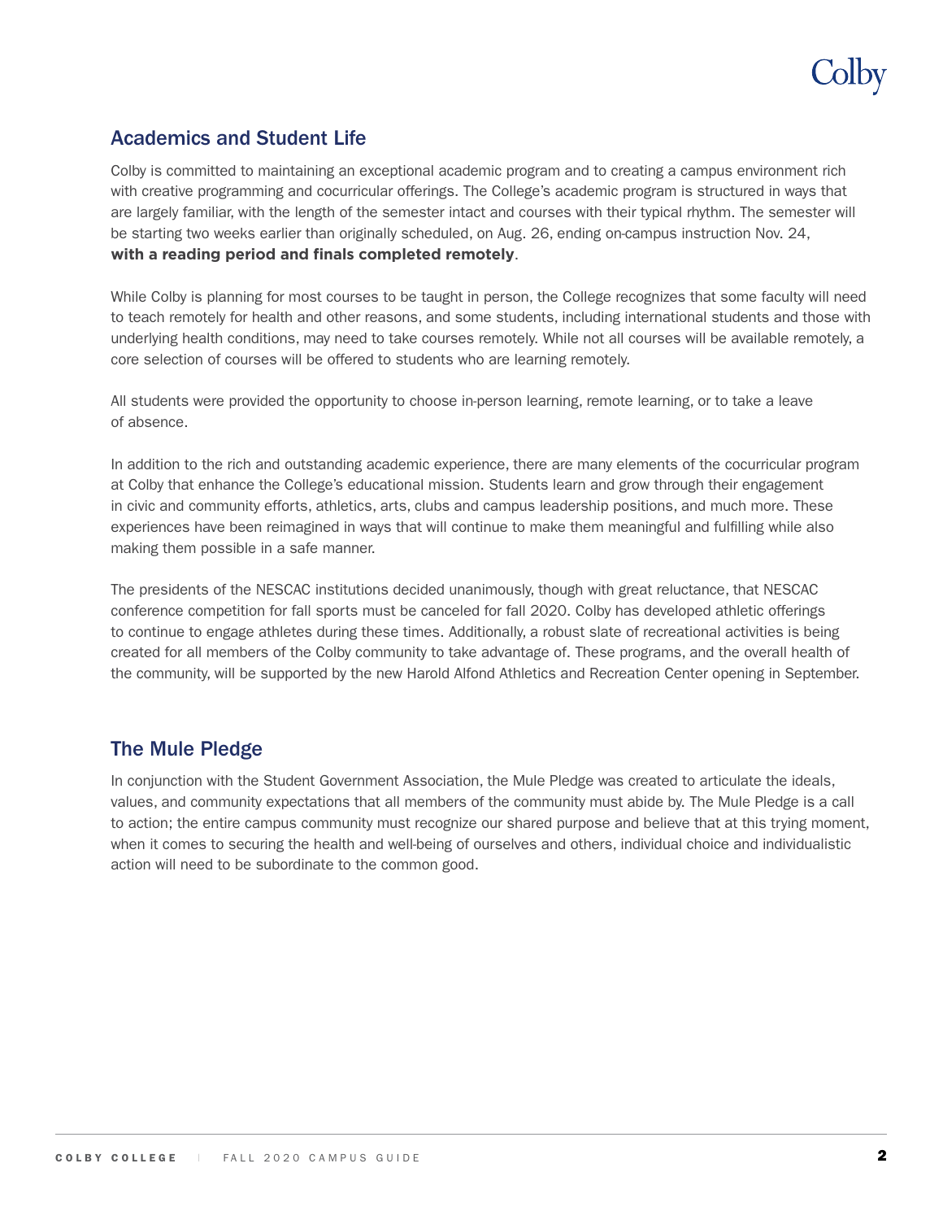## Academics and Student Life

Colby is committed to maintaining an exceptional academic program and to creating a campus environment rich with creative programming and cocurricular offerings. The College's academic program is structured in ways that are largely familiar, with the length of the semester intact and courses with their typical rhythm. The semester will be starting two weeks earlier than originally scheduled, on Aug. 26, ending on-campus instruction Nov. 24, **with a reading period and finals completed remotely**.

While Colby is planning for most courses to be taught in person, the College recognizes that some faculty will need to teach remotely for health and other reasons, and some students, including international students and those with underlying health conditions, may need to take courses remotely. While not all courses will be available remotely, a core selection of courses will be offered to students who are learning remotely.

All students were provided the opportunity to choose in-person learning, remote learning, or to take a leave of absence.

In addition to the rich and outstanding academic experience, there are many elements of the cocurricular program at Colby that enhance the College's educational mission. Students learn and grow through their engagement in civic and community efforts, athletics, arts, clubs and campus leadership positions, and much more. These experiences have been reimagined in ways that will continue to make them meaningful and fulfilling while also making them possible in a safe manner.

The presidents of the NESCAC institutions decided unanimously, though with great reluctance, that NESCAC conference competition for fall sports must be canceled for fall 2020. Colby has developed athletic offerings to continue to engage athletes during these times. Additionally, a robust slate of recreational activities is being created for all members of the Colby community to take advantage of. These programs, and the overall health of the community, will be supported by the new Harold Alfond Athletics and Recreation Center opening in September.

## The Mule Pledge

In conjunction with the Student Government Association, the Mule Pledge was created to articulate the ideals, values, and community expectations that all members of the community must abide by. The Mule Pledge is a call to action; the entire campus community must recognize our shared purpose and believe that at this trying moment, when it comes to securing the health and well-being of ourselves and others, individual choice and individualistic action will need to be subordinate to the common good.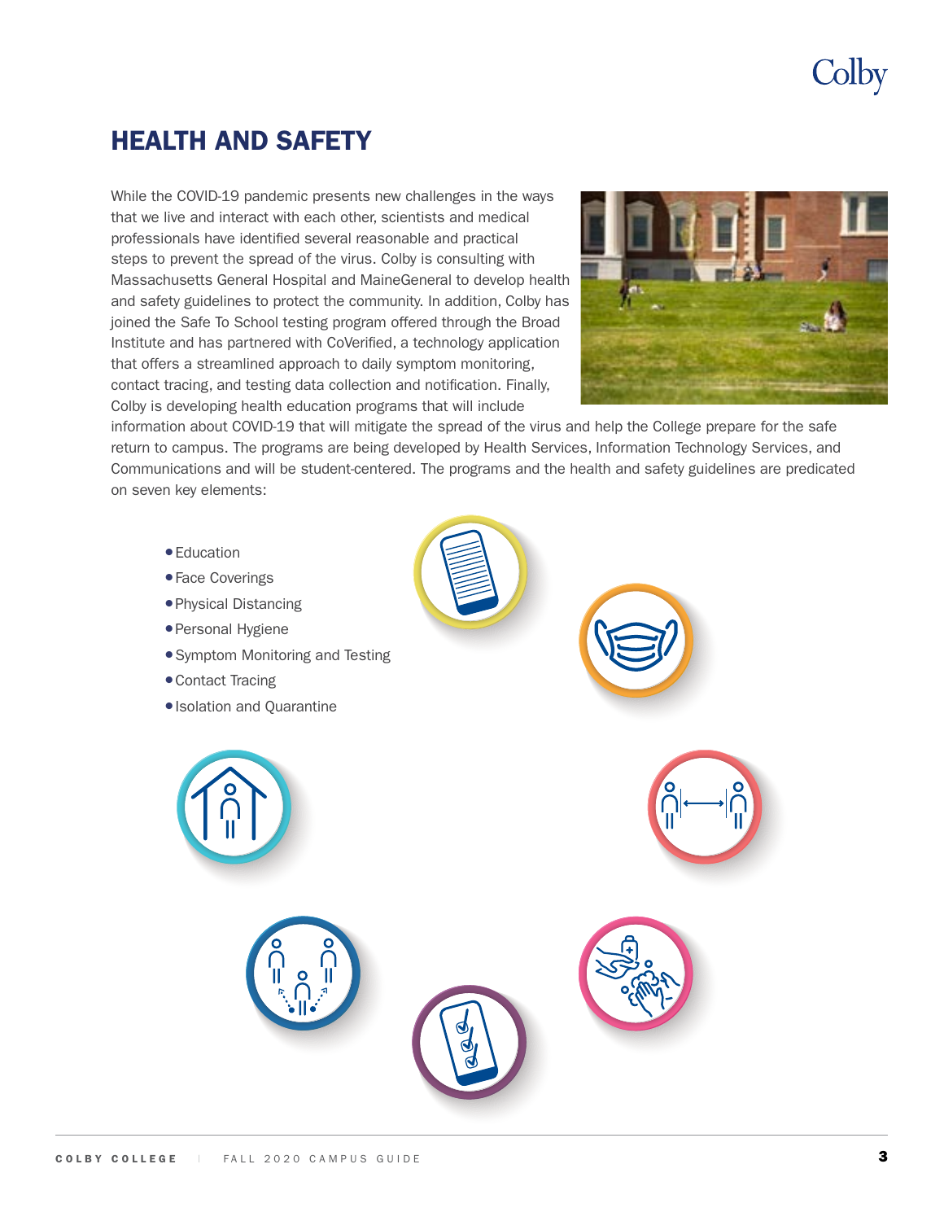# HEALTH AND SAFETY

While the COVID-19 pandemic presents new challenges in the ways that we live and interact with each other, scientists and medical professionals have identified several reasonable and practical steps to prevent the spread of the virus. Colby is consulting with Massachusetts General Hospital and MaineGeneral to develop health and safety guidelines to protect the community. In addition, Colby has joined the Safe To School testing program offered through the Broad Institute and has partnered with CoVerified, a technology application that offers a streamlined approach to daily symptom monitoring, contact tracing, and testing data collection and notification. Finally, Colby is developing health education programs that will include information about COVID-19 that will mitigate the spread of the virus and help the College prepare for the safe return to campus. The programs are being developed by Health Services, Information Technology Services, and Communications and will be student-centered. The programs and the health and safety guidelines are predicated on seven key elements:

- Education
- Face Coverings
- Physical Distancing
- Personal Hygiene
- Symptom Monitoring and Testing
- Contact Tracing
- Isolation and Quarantine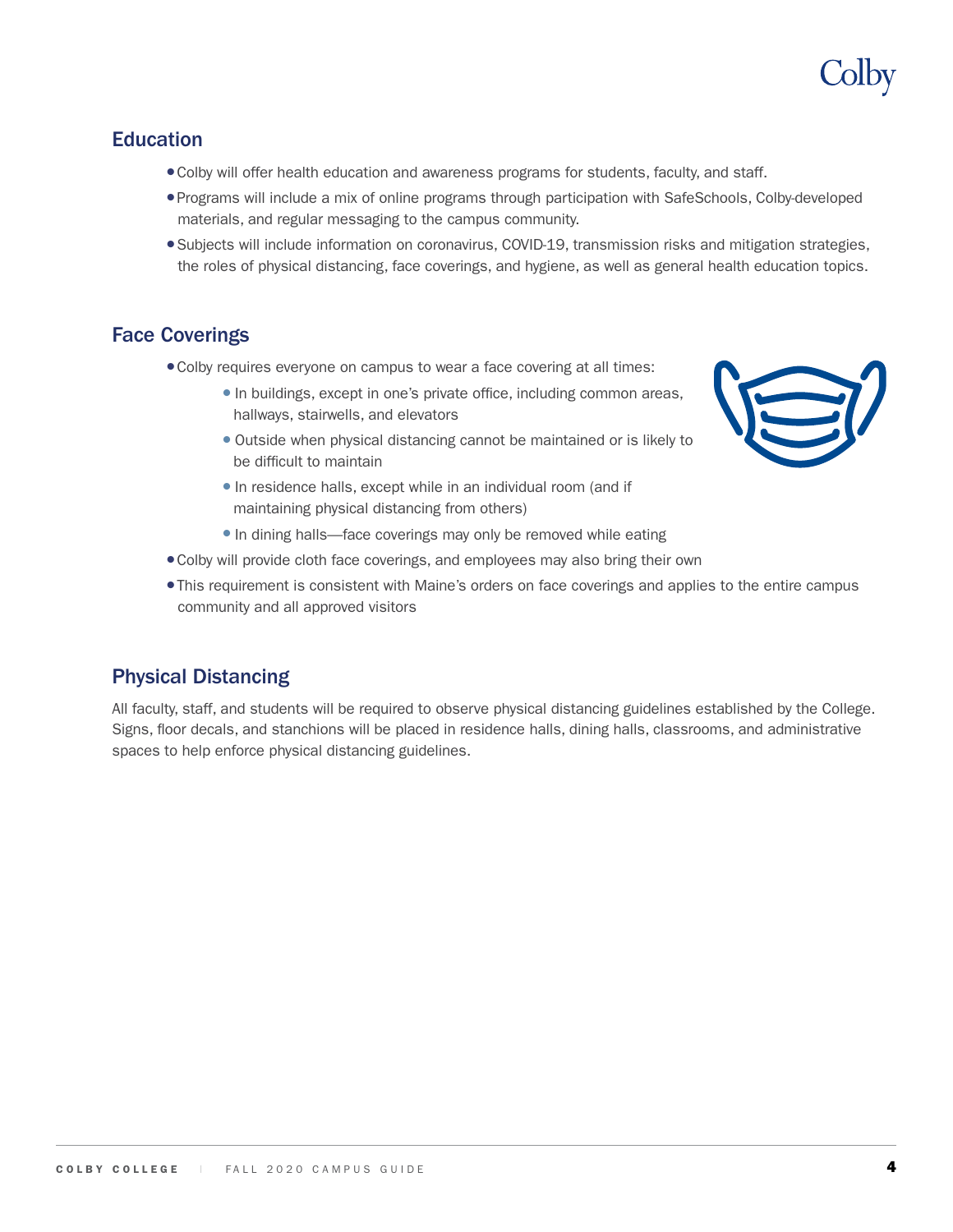## Education

- Colby will offer health education and awareness programs for students, faculty, and staff.
- Programs will include a mix of online programs through participation with SafeSchools, Colby-developed materials, and regular messaging to the campus community.
- Subjects will include information on coronavirus, COVID-19, transmission risks and mitigation strategies, the roles of physical distancing, face coverings, and hygiene, as well as general health education topics.

## Face Coverings

- Colby requires everyone on campus to wear a face covering at all times:
  - In buildings, except in one's private office, including common areas, hallways, stairwells, and elevators
  - Outside when physical distancing cannot be maintained or is likely to be difficult to maintain
  - In residence halls, except while in an individual room (and if maintaining physical distancing from others)
  - In dining halls—face coverings may only be removed while eating
- Colby will provide cloth face coverings, and employees may also bring their own
- This requirement is consistent with Maine's orders on face coverings and applies to the entire campus community and all approved visitors

## Physical Distancing

All faculty, staff, and students will be required to observe physical distancing guidelines established by the College. Signs, floor decals, and stanchions will be placed in residence halls, dining halls, classrooms, and administrative spaces to help enforce physical distancing guidelines.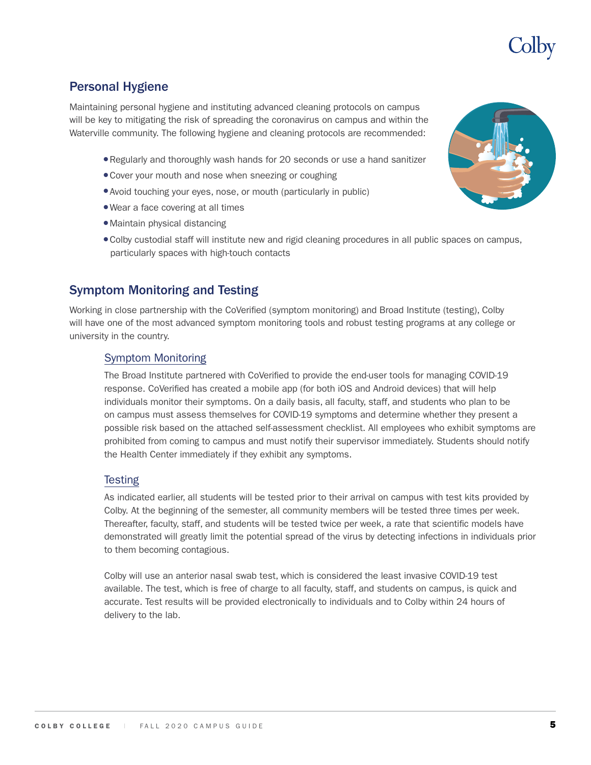## Personal Hygiene

Maintaining personal hygiene and instituting advanced cleaning protocols on campus will be key to mitigating the risk of spreading the coronavirus on campus and within the Waterville community. The following hygiene and cleaning protocols are recommended:

- Regularly and thoroughly wash hands for 20 seconds or use a hand sanitizer
- Cover your mouth and nose when sneezing or coughing
- Avoid touching your eyes, nose, or mouth (particularly in public)
- Wear a face covering at all times
- Maintain physical distancing
- Colby custodial staff will institute new and rigid cleaning procedures in all public spaces on campus, particularly spaces with high-touch contacts

## Symptom Monitoring and Testing

Working in close partnership with the CoVerified (symptom monitoring) and Broad Institute (testing), Colby will have one of the most advanced symptom monitoring tools and robust testing programs at any college or university in the country.

### Symptom Monitoring

The Broad Institute partnered with CoVerified to provide the end-user tools for managing COVID-19 response. CoVerified has created a mobile app (for both iOS and Android devices) that will help individuals monitor their symptoms. On a daily basis, all faculty, staff, and students who plan to be on campus must assess themselves for COVID-19 symptoms and determine whether they present a possible risk based on the attached self-assessment checklist. All employees who exhibit symptoms are prohibited from coming to campus and must notify their supervisor immediately. Students should notify the Health Center immediately if they exhibit any symptoms.

### Testing

As indicated earlier, all students will be tested prior to their arrival on campus with test kits provided by Colby. At the beginning of the semester, all community members will be tested three times per week. Thereafter, faculty, staff, and students will be tested twice per week, a rate that scientific models have demonstrated will greatly limit the potential spread of the virus by detecting infections in individuals prior to them becoming contagious.

Colby will use an anterior nasal swab test, which is considered the least invasive COVID-19 test available. The test, which is free of charge to all faculty, staff, and students on campus, is quick and accurate. Test results will be provided electronically to individuals and to Colby within 24 hours of delivery to the lab.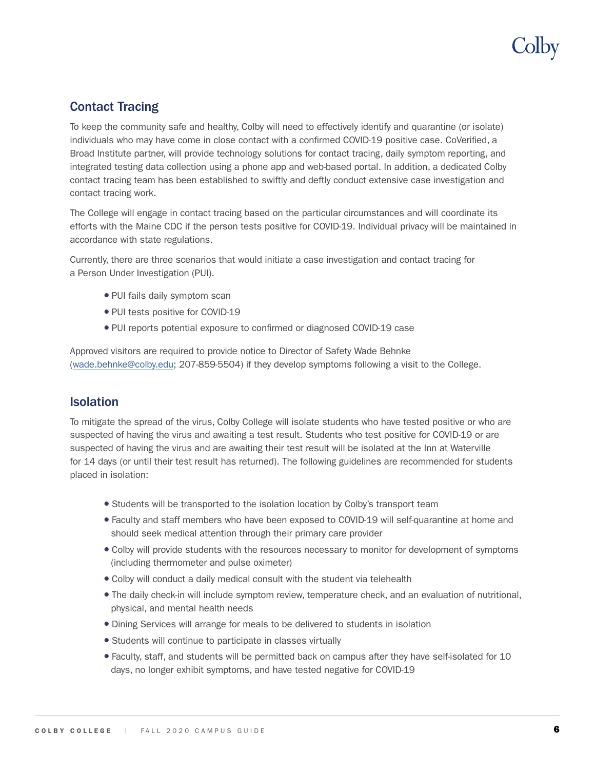## Contact Tracing

To keep the community safe and healthy, Colby will need to effectively identify and quarantine (or isolate) individuals who may have come in close contact with a confirmed COVID-19 positive case. CoVerified, a Broad Institute partner, will provide technology solutions for contact tracing, daily symptom reporting, and integrated testing data collection using a phone app and web-based portal. In addition, a dedicated Colby contact tracing team has been established to swiftly and deftly conduct extensive case investigation and contact tracing work.

The College will engage in contact tracing based on the particular circumstances and will coordinate its efforts with the Maine CDC if the person tests positive for COVID-19. Individual privacy will be maintained in accordance with state regulations.

Currently, there are three scenarios that would initiate a case investigation and contact tracing for a Person Under Investigation (PUI).

- PUI fails daily symptom scan
- PUI tests positive for COVID-19
- PUI reports potential exposure to confirmed or diagnosed COVID-19 case

Approved visitors are required to provide notice to Director of Safety Wade Behnke (wade.behnke@colby.edu; 207-859-5504) if they develop symptoms following a visit to the College.

## Isolation

To mitigate the spread of the virus, Colby College will isolate students who have tested positive or who are suspected of having the virus and awaiting a test result. Students who test positive for COVID-19 or are suspected of having the virus and are awaiting their test result will be isolated at the Inn at Waterville for 14 days (or until their test result has returned). The following guidelines are recommended for students placed in isolation:

- Students will be transported to the isolation location by Colby's transport team
- Faculty and staff members who have been exposed to COVID-19 will self-quarantine at home and should seek medical attention through their primary care provider
- Colby will provide students with the resources necessary to monitor for development of symptoms (including thermometer and pulse oximeter)
- Colby will conduct a daily medical consult with the student via telehealth
- The daily check-in will include symptom review, temperature check, and an evaluation of nutritional, physical, and mental health needs
- Dining Services will arrange for meals to be delivered to students in isolation
- Students will continue to participate in classes virtually
- Faculty, staff, and students will be permitted back on campus after they have self-isolated for 10 days, no longer exhibit symptoms, and have tested negative for COVID-19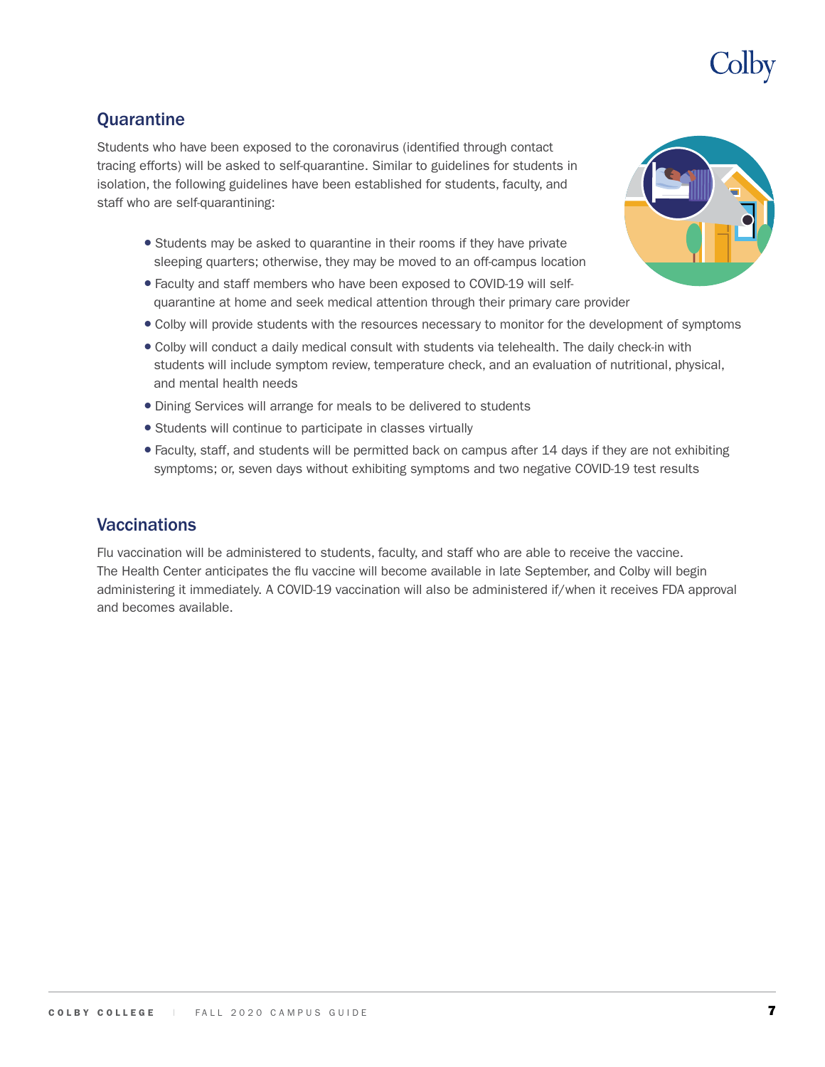## Quarantine

Students who have been exposed to the coronavirus (identified through contact tracing efforts) will be asked to self-quarantine. Similar to guidelines for students in isolation, the following guidelines have been established for students, faculty, and staff who are self-quarantining:

- Students may be asked to quarantine in their rooms if they have private sleeping quarters; otherwise, they may be moved to an off-campus location
- Faculty and staff members who have been exposed to COVID-19 will self-quarantine at home and seek medical attention through their primary care provider
- Colby will provide students with the resources necessary to monitor for the development of symptoms
- Colby will conduct a daily medical consult with students via telehealth. The daily check-in with students will include symptom review, temperature check, and an evaluation of nutritional, physical, and mental health needs
- Dining Services will arrange for meals to be delivered to students
- Students will continue to participate in classes virtually
- Faculty, staff, and students will be permitted back on campus after 14 days if they are not exhibiting symptoms; or, seven days without exhibiting symptoms and two negative COVID-19 test results

## Vaccinations

Flu vaccination will be administered to students, faculty, and staff who are able to receive the vaccine. The Health Center anticipates the flu vaccine will become available in late September, and Colby will begin administering it immediately. A COVID-19 vaccination will also be administered if/when it receives FDA approval and becomes available.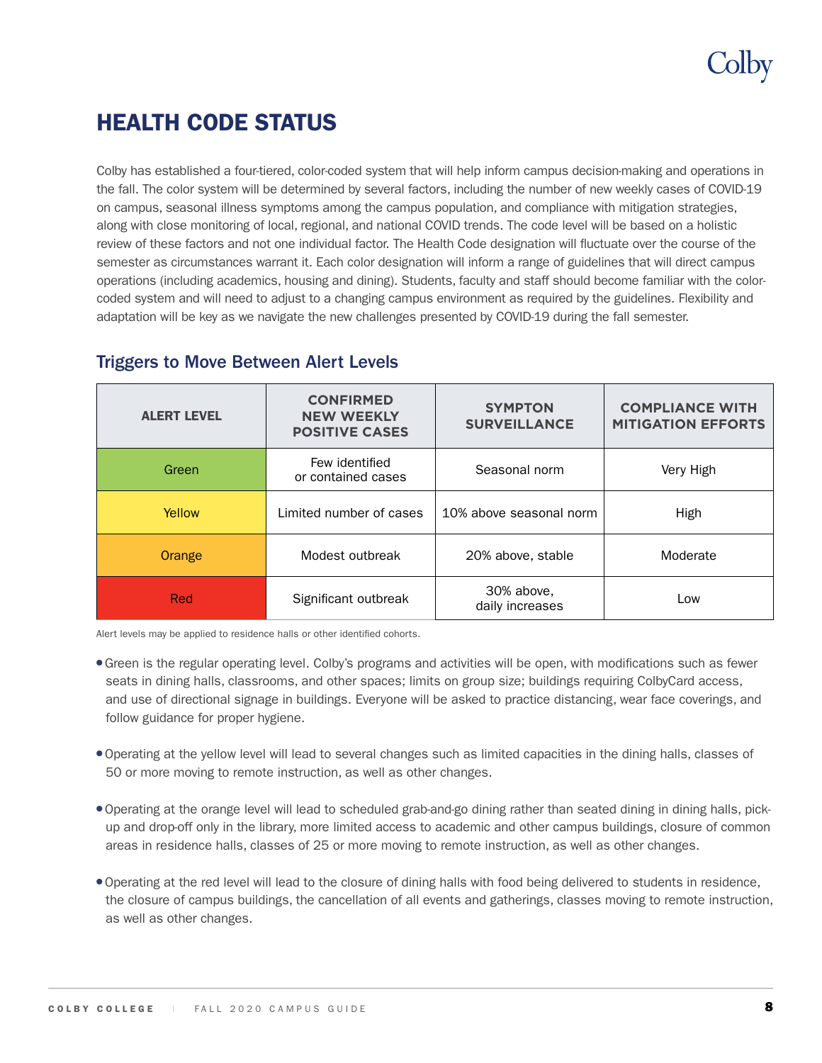## HEALTH CODE STATUS

Colby has established a four-tiered, color-coded system that will help inform campus decision-making and operations in the fall. The color system will be determined by several factors, including the number of new weekly cases of COVID-19 on campus, seasonal illness symptoms among the campus population, and compliance with mitigation strategies, along with close monitoring of local, regional, and national COVID trends. The code level will be based on a holistic review of these factors and not one individual factor. The Health Code designation will fluctuate over the course of the semester as circumstances warrant it. Each color designation will inform a range of guidelines that will direct campus operations (including academics, housing and dining). Students, faculty and staff should become familiar with the color-coded system and will need to adjust to a changing campus environment as required by the guidelines. Flexibility and adaptation will be key as we navigate the new challenges presented by COVID-19 during the fall semester.

### Triggers to Move Between Alert Levels

| ALERT LEVEL | CONFIRMED NEW WEEKLY POSITIVE CASES | SYMPTON SURVEILLANCE | COMPLIANCE WITH MITIGATION EFFORTS |
|---|---|---|---|
| Green | Few identified or contained cases | Seasonal norm | Very High |
| Yellow | Limited number of cases | 10% above seasonal norm | High |
| Orange | Modest outbreak | 20% above, stable | Moderate |
| Red | Significant outbreak | 30% above, daily increases | Low |

Alert levels may be applied to residence halls or other identified cohorts.

- Green is the regular operating level. Colby's programs and activities will be open, with modifications such as fewer seats in dining halls, classrooms, and other spaces; limits on group size; buildings requiring ColbyCard access, and use of directional signage in buildings. Everyone will be asked to practice distancing, wear face coverings, and follow guidance for proper hygiene.

- Operating at the yellow level will lead to several changes such as limited capacities in the dining halls, classes of 50 or more moving to remote instruction, as well as other changes.

- Operating at the orange level will lead to scheduled grab-and-go dining rather than seated dining in dining halls, pick-up and drop-off only in the library, more limited access to academic and other campus buildings, closure of common areas in residence halls, classes of 25 or more moving to remote instruction, as well as other changes.

- Operating at the red level will lead to the closure of dining halls with food being delivered to students in residence, the closure of campus buildings, the cancellation of all events and gatherings, classes moving to remote instruction, as well as other changes.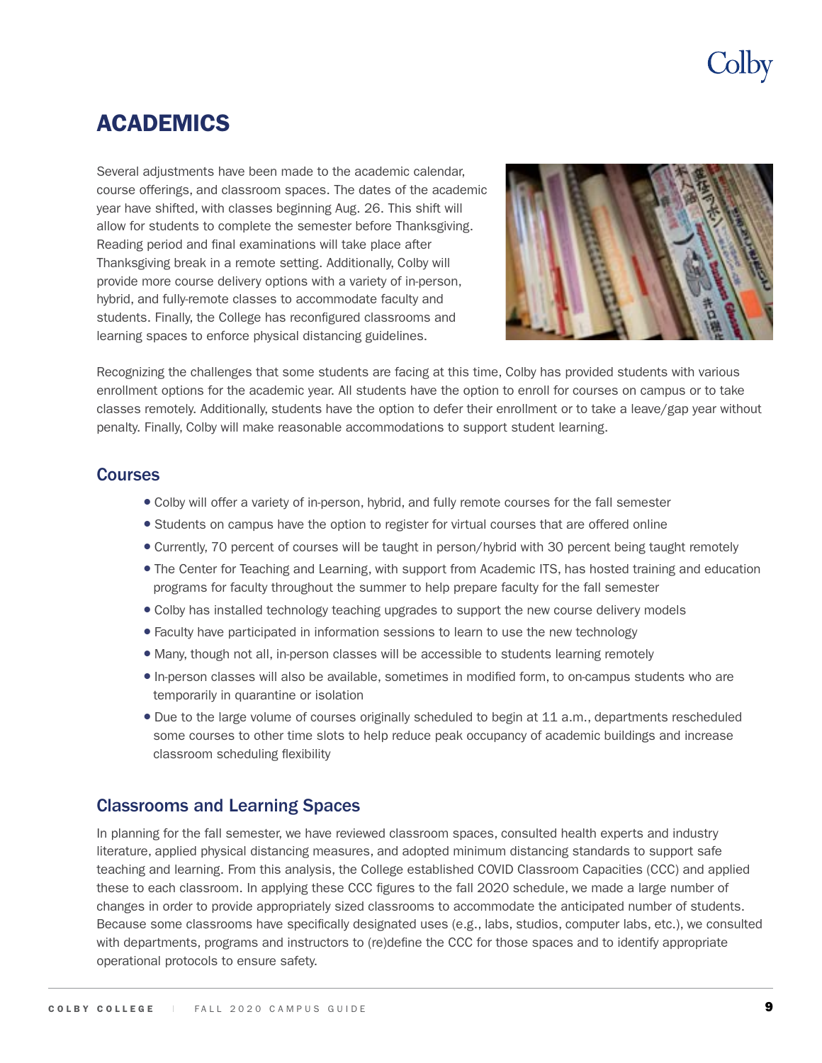# ACADEMICS

Several adjustments have been made to the academic calendar, course offerings, and classroom spaces. The dates of the academic year have shifted, with classes beginning Aug. 26. This shift will allow for students to complete the semester before Thanksgiving. Reading period and final examinations will take place after Thanksgiving break in a remote setting. Additionally, Colby will provide more course delivery options with a variety of in-person, hybrid, and fully-remote classes to accommodate faculty and students. Finally, the College has reconfigured classrooms and learning spaces to enforce physical distancing guidelines.

Recognizing the challenges that some students are facing at this time, Colby has provided students with various enrollment options for the academic year. All students have the option to enroll for courses on campus or to take classes remotely. Additionally, students have the option to defer their enrollment or to take a leave/gap year without penalty. Finally, Colby will make reasonable accommodations to support student learning.

## Courses

- Colby will offer a variety of in-person, hybrid, and fully remote courses for the fall semester
- Students on campus have the option to register for virtual courses that are offered online
- Currently, 70 percent of courses will be taught in person/hybrid with 30 percent being taught remotely
- The Center for Teaching and Learning, with support from Academic ITS, has hosted training and education programs for faculty throughout the summer to help prepare faculty for the fall semester
- Colby has installed technology teaching upgrades to support the new course delivery models
- Faculty have participated in information sessions to learn to use the new technology
- Many, though not all, in-person classes will be accessible to students learning remotely
- In-person classes will also be available, sometimes in modified form, to on-campus students who are temporarily in quarantine or isolation
- Due to the large volume of courses originally scheduled to begin at 11 a.m., departments rescheduled some courses to other time slots to help reduce peak occupancy of academic buildings and increase classroom scheduling flexibility

## Classrooms and Learning Spaces

In planning for the fall semester, we have reviewed classroom spaces, consulted health experts and industry literature, applied physical distancing measures, and adopted minimum distancing standards to support safe teaching and learning. From this analysis, the College established COVID Classroom Capacities (CCC) and applied these to each classroom. In applying these CCC figures to the fall 2020 schedule, we made a large number of changes in order to provide appropriately sized classrooms to accommodate the anticipated number of students. Because some classrooms have specifically designated uses (e.g., labs, studios, computer labs, etc.), we consulted with departments, programs and instructors to (re)define the CCC for those spaces and to identify appropriate operational protocols to ensure safety.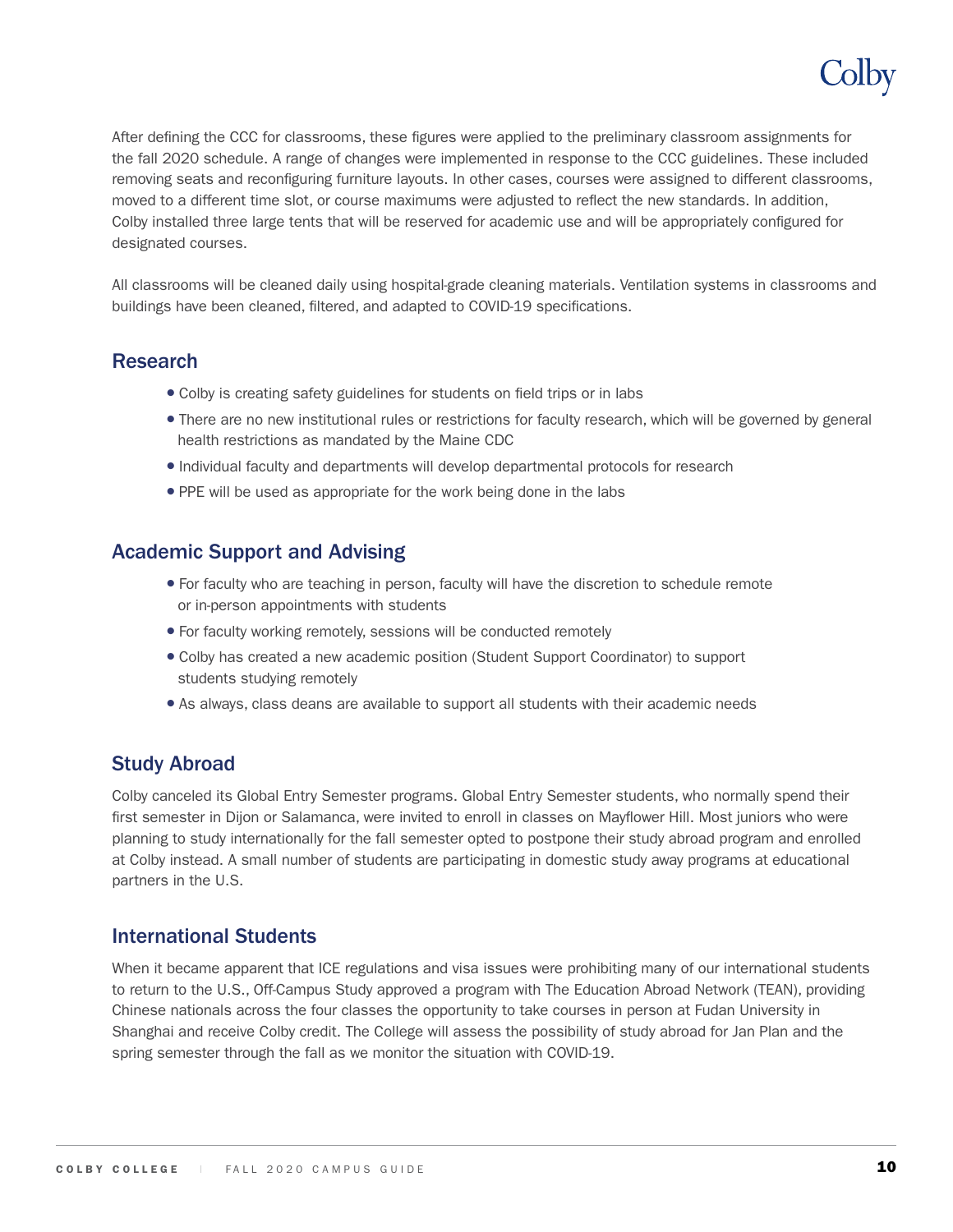After defining the CCC for classrooms, these figures were applied to the preliminary classroom assignments for the fall 2020 schedule. A range of changes were implemented in response to the CCC guidelines. These included removing seats and reconfiguring furniture layouts. In other cases, courses were assigned to different classrooms, moved to a different time slot, or course maximums were adjusted to reflect the new standards. In addition, Colby installed three large tents that will be reserved for academic use and will be appropriately configured for designated courses.

All classrooms will be cleaned daily using hospital-grade cleaning materials. Ventilation systems in classrooms and buildings have been cleaned, filtered, and adapted to COVID-19 specifications.

## Research

- Colby is creating safety guidelines for students on field trips or in labs
- There are no new institutional rules or restrictions for faculty research, which will be governed by general health restrictions as mandated by the Maine CDC
- Individual faculty and departments will develop departmental protocols for research
- PPE will be used as appropriate for the work being done in the labs

## Academic Support and Advising

- For faculty who are teaching in person, faculty will have the discretion to schedule remote or in-person appointments with students
- For faculty working remotely, sessions will be conducted remotely
- Colby has created a new academic position (Student Support Coordinator) to support students studying remotely
- As always, class deans are available to support all students with their academic needs

## Study Abroad

Colby canceled its Global Entry Semester programs. Global Entry Semester students, who normally spend their first semester in Dijon or Salamanca, were invited to enroll in classes on Mayflower Hill. Most juniors who were planning to study internationally for the fall semester opted to postpone their study abroad program and enrolled at Colby instead. A small number of students are participating in domestic study away programs at educational partners in the U.S.

## International Students

When it became apparent that ICE regulations and visa issues were prohibiting many of our international students to return to the U.S., Off-Campus Study approved a program with The Education Abroad Network (TEAN), providing Chinese nationals across the four classes the opportunity to take courses in person at Fudan University in Shanghai and receive Colby credit. The College will assess the possibility of study abroad for Jan Plan and the spring semester through the fall as we monitor the situation with COVID-19.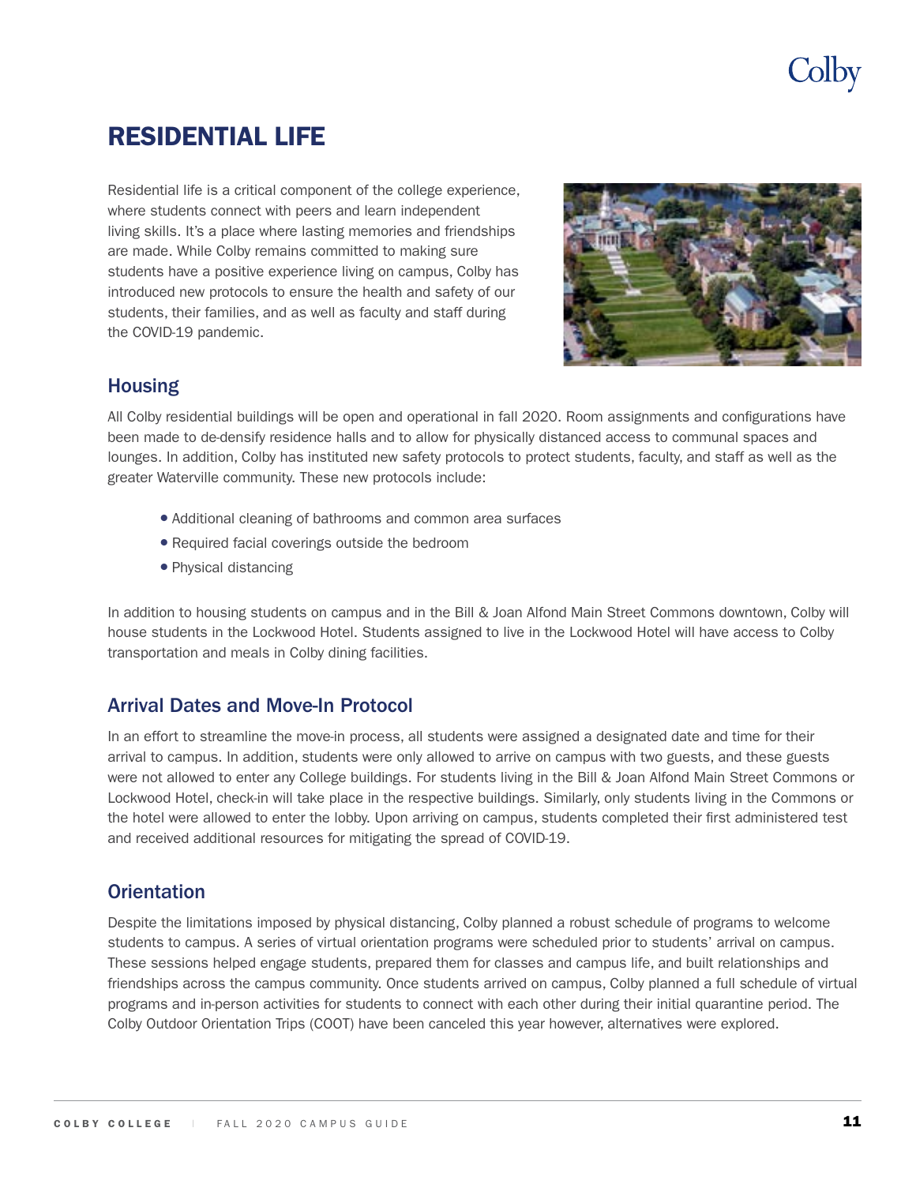# RESIDENTIAL LIFE

Residential life is a critical component of the college experience, where students connect with peers and learn independent living skills. It's a place where lasting memories and friendships are made. While Colby remains committed to making sure students have a positive experience living on campus, Colby has introduced new protocols to ensure the health and safety of our students, their families, and as well as faculty and staff during the COVID-19 pandemic.

## Housing

All Colby residential buildings will be open and operational in fall 2020. Room assignments and configurations have been made to de-densify residence halls and to allow for physically distanced access to communal spaces and lounges. In addition, Colby has instituted new safety protocols to protect students, faculty, and staff as well as the greater Waterville community. These new protocols include:

- Additional cleaning of bathrooms and common area surfaces
- Required facial coverings outside the bedroom
- Physical distancing

In addition to housing students on campus and in the Bill & Joan Alfond Main Street Commons downtown, Colby will house students in the Lockwood Hotel. Students assigned to live in the Lockwood Hotel will have access to Colby transportation and meals in Colby dining facilities.

## Arrival Dates and Move-In Protocol

In an effort to streamline the move-in process, all students were assigned a designated date and time for their arrival to campus. In addition, students were only allowed to arrive on campus with two guests, and these guests were not allowed to enter any College buildings. For students living in the Bill & Joan Alfond Main Street Commons or Lockwood Hotel, check-in will take place in the respective buildings. Similarly, only students living in the Commons or the hotel were allowed to enter the lobby. Upon arriving on campus, students completed their first administered test and received additional resources for mitigating the spread of COVID-19.

## Orientation

Despite the limitations imposed by physical distancing, Colby planned a robust schedule of programs to welcome students to campus. A series of virtual orientation programs were scheduled prior to students' arrival on campus. These sessions helped engage students, prepared them for classes and campus life, and built relationships and friendships across the campus community. Once students arrived on campus, Colby planned a full schedule of virtual programs and in-person activities for students to connect with each other during their initial quarantine period. The Colby Outdoor Orientation Trips (COOT) have been canceled this year however, alternatives were explored.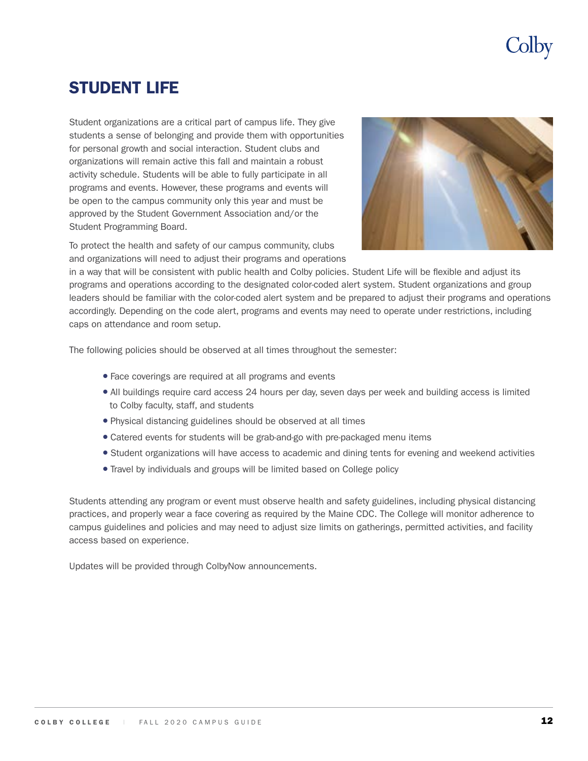# STUDENT LIFE

Student organizations are a critical part of campus life. They give students a sense of belonging and provide them with opportunities for personal growth and social interaction. Student clubs and organizations will remain active this fall and maintain a robust activity schedule. Students will be able to fully participate in all programs and events. However, these programs and events will be open to the campus community only this year and must be approved by the Student Government Association and/or the Student Programming Board.

To protect the health and safety of our campus community, clubs and organizations will need to adjust their programs and operations in a way that will be consistent with public health and Colby policies. Student Life will be flexible and adjust its programs and operations according to the designated color-coded alert system. Student organizations and group leaders should be familiar with the color-coded alert system and be prepared to adjust their programs and operations accordingly. Depending on the code alert, programs and events may need to operate under restrictions, including caps on attendance and room setup.

The following policies should be observed at all times throughout the semester:

- Face coverings are required at all programs and events
- All buildings require card access 24 hours per day, seven days per week and building access is limited to Colby faculty, staff, and students
- Physical distancing guidelines should be observed at all times
- Catered events for students will be grab-and-go with pre-packaged menu items
- Student organizations will have access to academic and dining tents for evening and weekend activities
- Travel by individuals and groups will be limited based on College policy

Students attending any program or event must observe health and safety guidelines, including physical distancing practices, and properly wear a face covering as required by the Maine CDC. The College will monitor adherence to campus guidelines and policies and may need to adjust size limits on gatherings, permitted activities, and facility access based on experience.

Updates will be provided through ColbyNow announcements.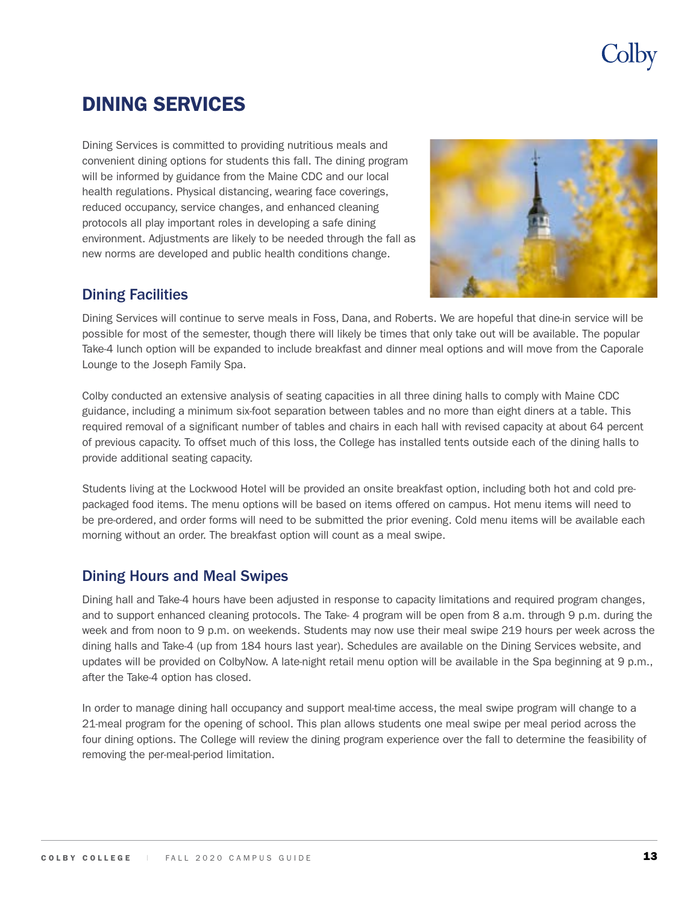# DINING SERVICES

Dining Services is committed to providing nutritious meals and convenient dining options for students this fall. The dining program will be informed by guidance from the Maine CDC and our local health regulations. Physical distancing, wearing face coverings, reduced occupancy, service changes, and enhanced cleaning protocols all play important roles in developing a safe dining environment. Adjustments are likely to be needed through the fall as new norms are developed and public health conditions change.

## Dining Facilities

Dining Services will continue to serve meals in Foss, Dana, and Roberts. We are hopeful that dine-in service will be possible for most of the semester, though there will likely be times that only take out will be available. The popular Take-4 lunch option will be expanded to include breakfast and dinner meal options and will move from the Caporale Lounge to the Joseph Family Spa.

Colby conducted an extensive analysis of seating capacities in all three dining halls to comply with Maine CDC guidance, including a minimum six-foot separation between tables and no more than eight diners at a table. This required removal of a significant number of tables and chairs in each hall with revised capacity at about 64 percent of previous capacity. To offset much of this loss, the College has installed tents outside each of the dining halls to provide additional seating capacity.

Students living at the Lockwood Hotel will be provided an onsite breakfast option, including both hot and cold pre-packaged food items. The menu options will be based on items offered on campus. Hot menu items will need to be pre-ordered, and order forms will need to be submitted the prior evening. Cold menu items will be available each morning without an order. The breakfast option will count as a meal swipe.

## Dining Hours and Meal Swipes

Dining hall and Take-4 hours have been adjusted in response to capacity limitations and required program changes, and to support enhanced cleaning protocols. The Take- 4 program will be open from 8 a.m. through 9 p.m. during the week and from noon to 9 p.m. on weekends. Students may now use their meal swipe 219 hours per week across the dining halls and Take-4 (up from 184 hours last year). Schedules are available on the Dining Services website, and updates will be provided on ColbyNow. A late-night retail menu option will be available in the Spa beginning at 9 p.m., after the Take-4 option has closed.

In order to manage dining hall occupancy and support meal-time access, the meal swipe program will change to a 21-meal program for the opening of school. This plan allows students one meal swipe per meal period across the four dining options. The College will review the dining program experience over the fall to determine the feasibility of removing the per-meal-period limitation.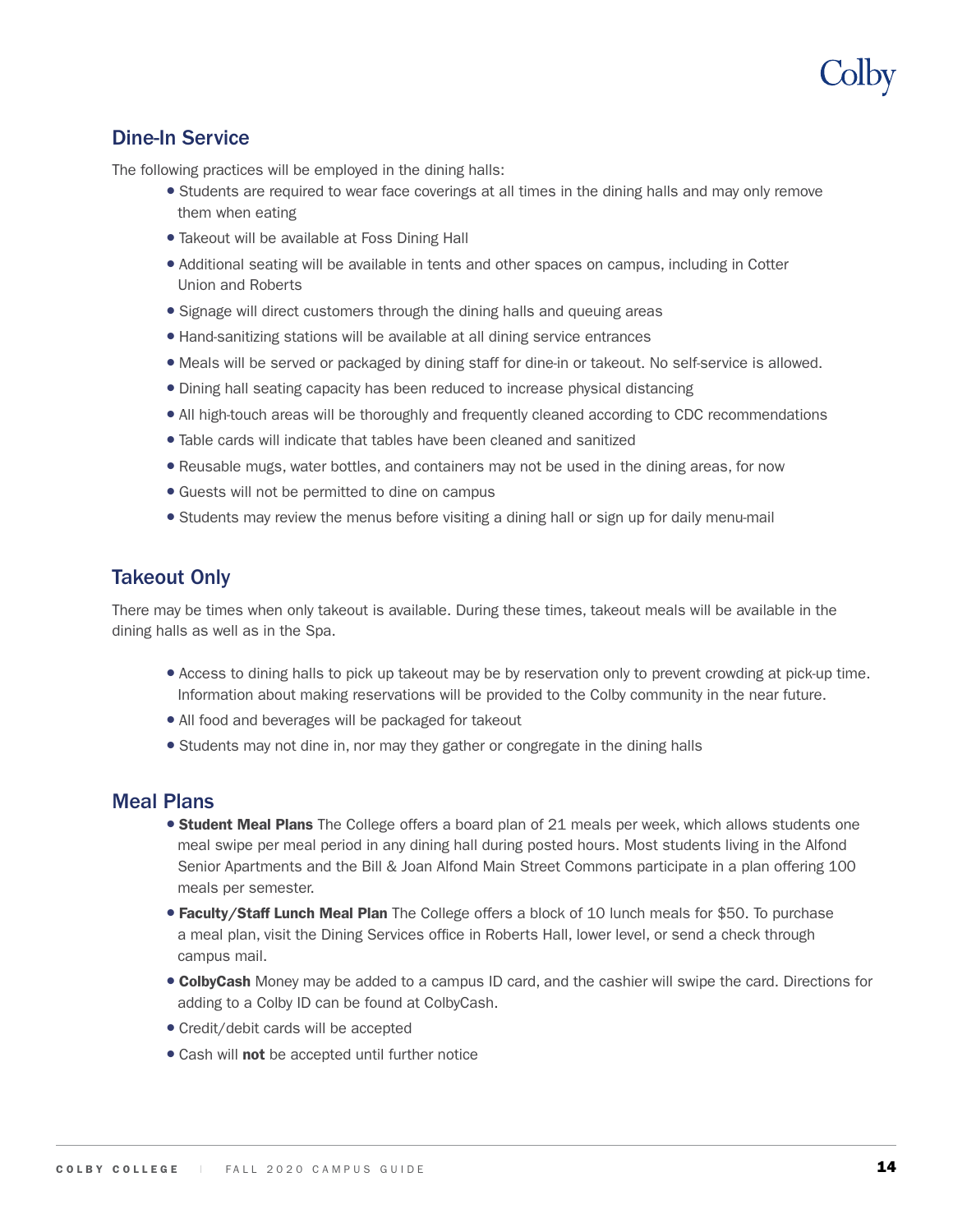## Dine-In Service

The following practices will be employed in the dining halls:

- Students are required to wear face coverings at all times in the dining halls and may only remove them when eating
- Takeout will be available at Foss Dining Hall
- Additional seating will be available in tents and other spaces on campus, including in Cotter Union and Roberts
- Signage will direct customers through the dining halls and queuing areas
- Hand-sanitizing stations will be available at all dining service entrances
- Meals will be served or packaged by dining staff for dine-in or takeout. No self-service is allowed.
- Dining hall seating capacity has been reduced to increase physical distancing
- All high-touch areas will be thoroughly and frequently cleaned according to CDC recommendations
- Table cards will indicate that tables have been cleaned and sanitized
- Reusable mugs, water bottles, and containers may not be used in the dining areas, for now
- Guests will not be permitted to dine on campus
- Students may review the menus before visiting a dining hall or sign up for daily menu-mail

## Takeout Only

There may be times when only takeout is available. During these times, takeout meals will be available in the dining halls as well as in the Spa.

- Access to dining halls to pick up takeout may be by reservation only to prevent crowding at pick-up time. Information about making reservations will be provided to the Colby community in the near future.
- All food and beverages will be packaged for takeout
- Students may not dine in, nor may they gather or congregate in the dining halls

## Meal Plans

- **Student Meal Plans** The College offers a board plan of 21 meals per week, which allows students one meal swipe per meal period in any dining hall during posted hours. Most students living in the Alfond Senior Apartments and the Bill & Joan Alfond Main Street Commons participate in a plan offering 100 meals per semester.
- **Faculty/Staff Lunch Meal Plan** The College offers a block of 10 lunch meals for $50. To purchase a meal plan, visit the Dining Services office in Roberts Hall, lower level, or send a check through campus mail.
- **ColbyCash** Money may be added to a campus ID card, and the cashier will swipe the card. Directions for adding to a Colby ID can be found at ColbyCash.
- Credit/debit cards will be accepted
- Cash will **not** be accepted until further notice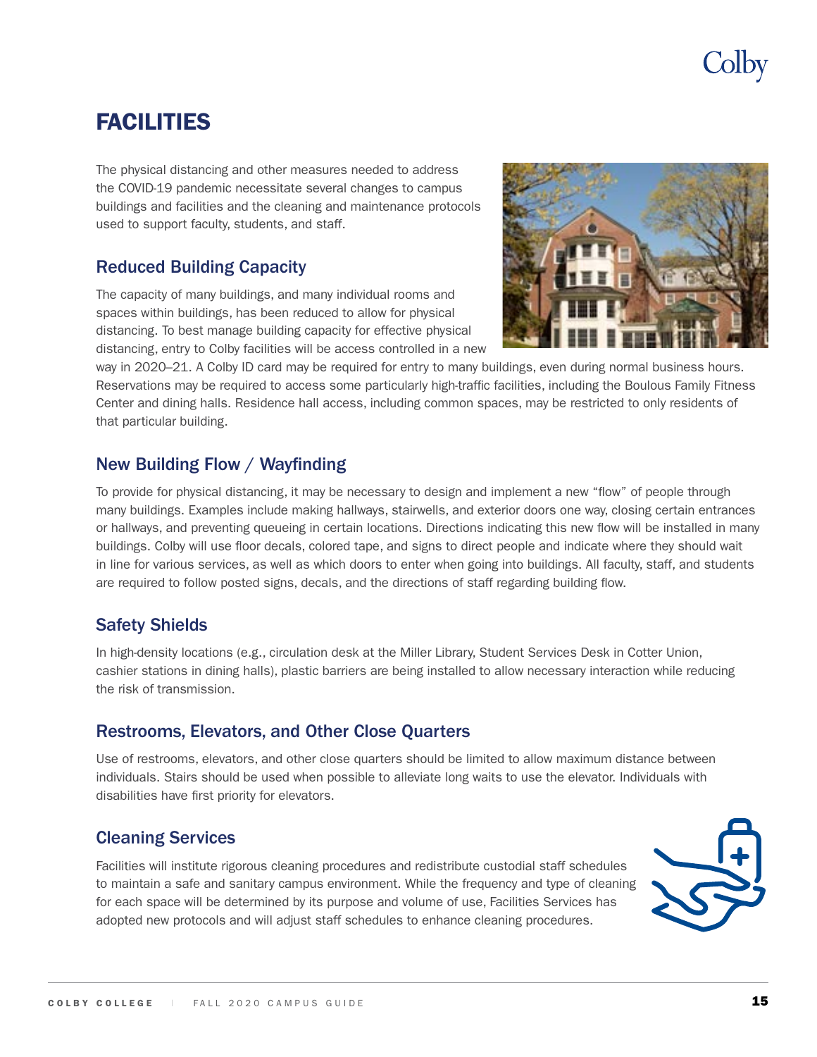# FACILITIES

The physical distancing and other measures needed to address the COVID-19 pandemic necessitate several changes to campus buildings and facilities and the cleaning and maintenance protocols used to support faculty, students, and staff.

## Reduced Building Capacity

The capacity of many buildings, and many individual rooms and spaces within buildings, has been reduced to allow for physical distancing. To best manage building capacity for effective physical distancing, entry to Colby facilities will be access controlled in a new way in 2020–21. A Colby ID card may be required for entry to many buildings, even during normal business hours. Reservations may be required to access some particularly high-traffic facilities, including the Boulous Family Fitness Center and dining halls. Residence hall access, including common spaces, may be restricted to only residents of that particular building.

## New Building Flow / Wayfinding

To provide for physical distancing, it may be necessary to design and implement a new "flow" of people through many buildings. Examples include making hallways, stairwells, and exterior doors one way, closing certain entrances or hallways, and preventing queueing in certain locations. Directions indicating this new flow will be installed in many buildings. Colby will use floor decals, colored tape, and signs to direct people and indicate where they should wait in line for various services, as well as which doors to enter when going into buildings. All faculty, staff, and students are required to follow posted signs, decals, and the directions of staff regarding building flow.

## Safety Shields

In high-density locations (e.g., circulation desk at the Miller Library, Student Services Desk in Cotter Union, cashier stations in dining halls), plastic barriers are being installed to allow necessary interaction while reducing the risk of transmission.

## Restrooms, Elevators, and Other Close Quarters

Use of restrooms, elevators, and other close quarters should be limited to allow maximum distance between individuals. Stairs should be used when possible to alleviate long waits to use the elevator. Individuals with disabilities have first priority for elevators.

## Cleaning Services

Facilities will institute rigorous cleaning procedures and redistribute custodial staff schedules to maintain a safe and sanitary campus environment. While the frequency and type of cleaning for each space will be determined by its purpose and volume of use, Facilities Services has adopted new protocols and will adjust staff schedules to enhance cleaning procedures.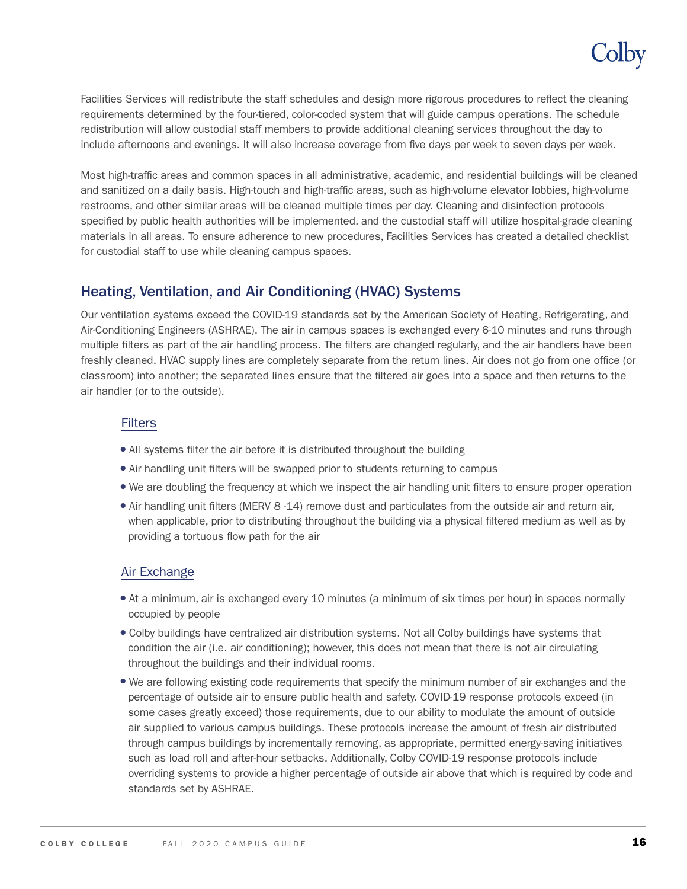Facilities Services will redistribute the staff schedules and design more rigorous procedures to reflect the cleaning requirements determined by the four-tiered, color-coded system that will guide campus operations. The schedule redistribution will allow custodial staff members to provide additional cleaning services throughout the day to include afternoons and evenings. It will also increase coverage from five days per week to seven days per week.

Most high-traffic areas and common spaces in all administrative, academic, and residential buildings will be cleaned and sanitized on a daily basis. High-touch and high-traffic areas, such as high-volume elevator lobbies, high-volume restrooms, and other similar areas will be cleaned multiple times per day. Cleaning and disinfection protocols specified by public health authorities will be implemented, and the custodial staff will utilize hospital-grade cleaning materials in all areas. To ensure adherence to new procedures, Facilities Services has created a detailed checklist for custodial staff to use while cleaning campus spaces.

## Heating, Ventilation, and Air Conditioning (HVAC) Systems

Our ventilation systems exceed the COVID-19 standards set by the American Society of Heating, Refrigerating, and Air-Conditioning Engineers (ASHRAE). The air in campus spaces is exchanged every 6-10 minutes and runs through multiple filters as part of the air handling process. The filters are changed regularly, and the air handlers have been freshly cleaned. HVAC supply lines are completely separate from the return lines. Air does not go from one office (or classroom) into another; the separated lines ensure that the filtered air goes into a space and then returns to the air handler (or to the outside).

### Filters

- All systems filter the air before it is distributed throughout the building
- Air handling unit filters will be swapped prior to students returning to campus
- We are doubling the frequency at which we inspect the air handling unit filters to ensure proper operation
- Air handling unit filters (MERV 8 -14) remove dust and particulates from the outside air and return air, when applicable, prior to distributing throughout the building via a physical filtered medium as well as by providing a tortuous flow path for the air

### Air Exchange

- At a minimum, air is exchanged every 10 minutes (a minimum of six times per hour) in spaces normally occupied by people
- Colby buildings have centralized air distribution systems. Not all Colby buildings have systems that condition the air (i.e. air conditioning); however, this does not mean that there is not air circulating throughout the buildings and their individual rooms.
- We are following existing code requirements that specify the minimum number of air exchanges and the percentage of outside air to ensure public health and safety. COVID-19 response protocols exceed (in some cases greatly exceed) those requirements, due to our ability to modulate the amount of outside air supplied to various campus buildings. These protocols increase the amount of fresh air distributed through campus buildings by incrementally removing, as appropriate, permitted energy-saving initiatives such as load roll and after-hour setbacks. Additionally, Colby COVID-19 response protocols include overriding systems to provide a higher percentage of outside air above that which is required by code and standards set by ASHRAE.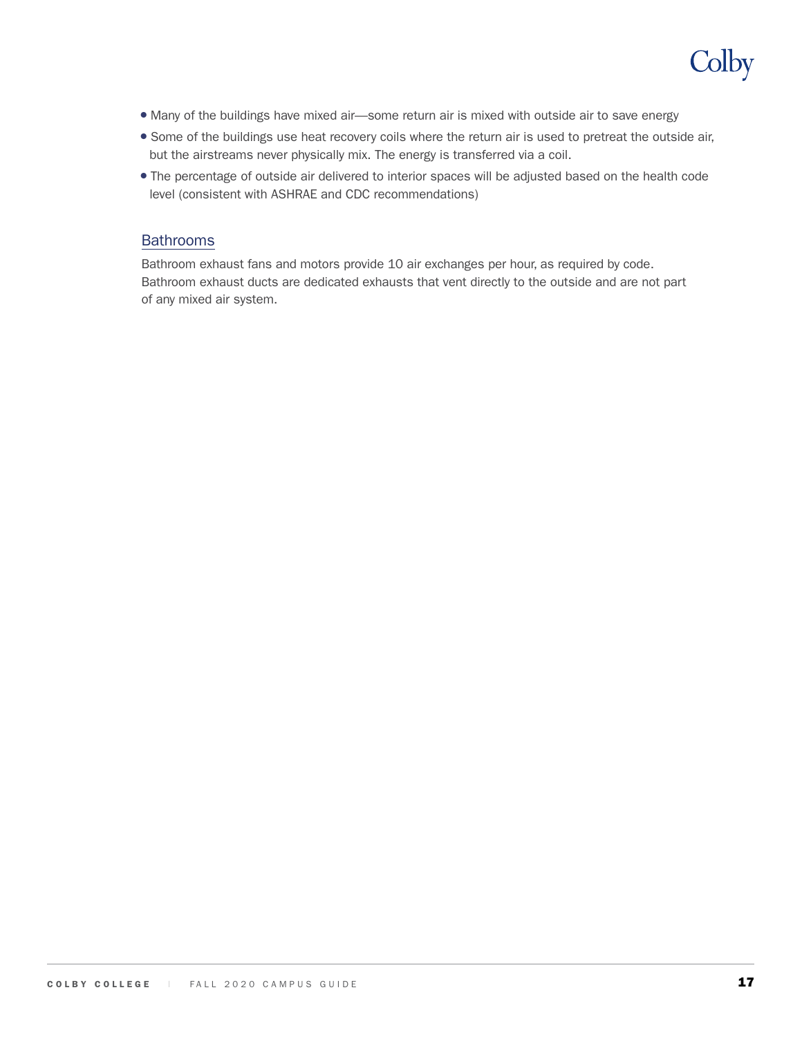- Many of the buildings have mixed air—some return air is mixed with outside air to save energy
- Some of the buildings use heat recovery coils where the return air is used to pretreat the outside air, but the airstreams never physically mix. The energy is transferred via a coil.
- The percentage of outside air delivered to interior spaces will be adjusted based on the health code level (consistent with ASHRAE and CDC recommendations)

## Bathrooms

Bathroom exhaust fans and motors provide 10 air exchanges per hour, as required by code. Bathroom exhaust ducts are dedicated exhausts that vent directly to the outside and are not part of any mixed air system.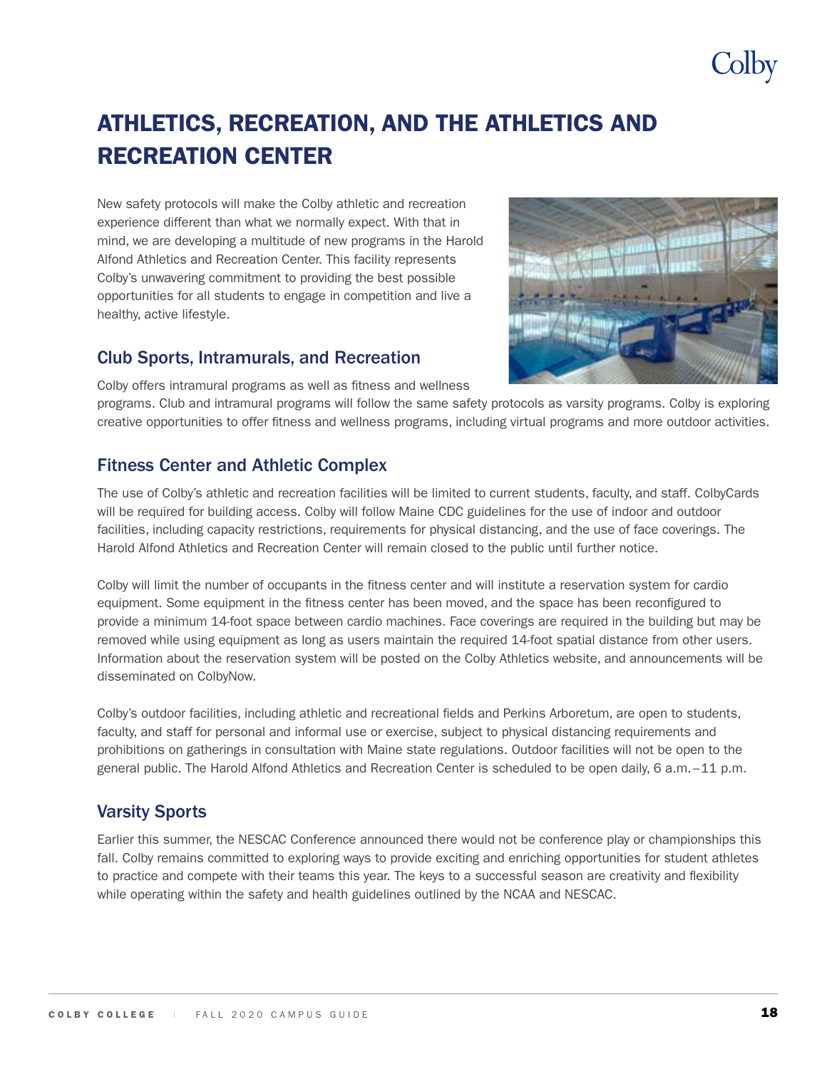# ATHLETICS, RECREATION, AND THE ATHLETICS AND RECREATION CENTER

New safety protocols will make the Colby athletic and recreation experience different than what we normally expect. With that in mind, we are developing a multitude of new programs in the Harold Alfond Athletics and Recreation Center. This facility represents Colby's unwavering commitment to providing the best possible opportunities for all students to engage in competition and live a healthy, active lifestyle.

## Club Sports, Intramurals, and Recreation

Colby offers intramural programs as well as fitness and wellness programs. Club and intramural programs will follow the same safety protocols as varsity programs. Colby is exploring creative opportunities to offer fitness and wellness programs, including virtual programs and more outdoor activities.

## Fitness Center and Athletic Complex

The use of Colby's athletic and recreation facilities will be limited to current students, faculty, and staff. ColbyCards will be required for building access. Colby will follow Maine CDC guidelines for the use of indoor and outdoor facilities, including capacity restrictions, requirements for physical distancing, and the use of face coverings. The Harold Alfond Athletics and Recreation Center will remain closed to the public until further notice.

Colby will limit the number of occupants in the fitness center and will institute a reservation system for cardio equipment. Some equipment in the fitness center has been moved, and the space has been reconfigured to provide a minimum 14-foot space between cardio machines. Face coverings are required in the building but may be removed while using equipment as long as users maintain the required 14-foot spatial distance from other users. Information about the reservation system will be posted on the Colby Athletics website, and announcements will be disseminated on ColbyNow.

Colby's outdoor facilities, including athletic and recreational fields and Perkins Arboretum, are open to students, faculty, and staff for personal and informal use or exercise, subject to physical distancing requirements and prohibitions on gatherings in consultation with Maine state regulations. Outdoor facilities will not be open to the general public. The Harold Alfond Athletics and Recreation Center is scheduled to be open daily, 6 a.m.–11 p.m.

## Varsity Sports

Earlier this summer, the NESCAC Conference announced there would not be conference play or championships this fall. Colby remains committed to exploring ways to provide exciting and enriching opportunities for student athletes to practice and compete with their teams this year. The keys to a successful season are creativity and flexibility while operating within the safety and health guidelines outlined by the NCAA and NESCAC.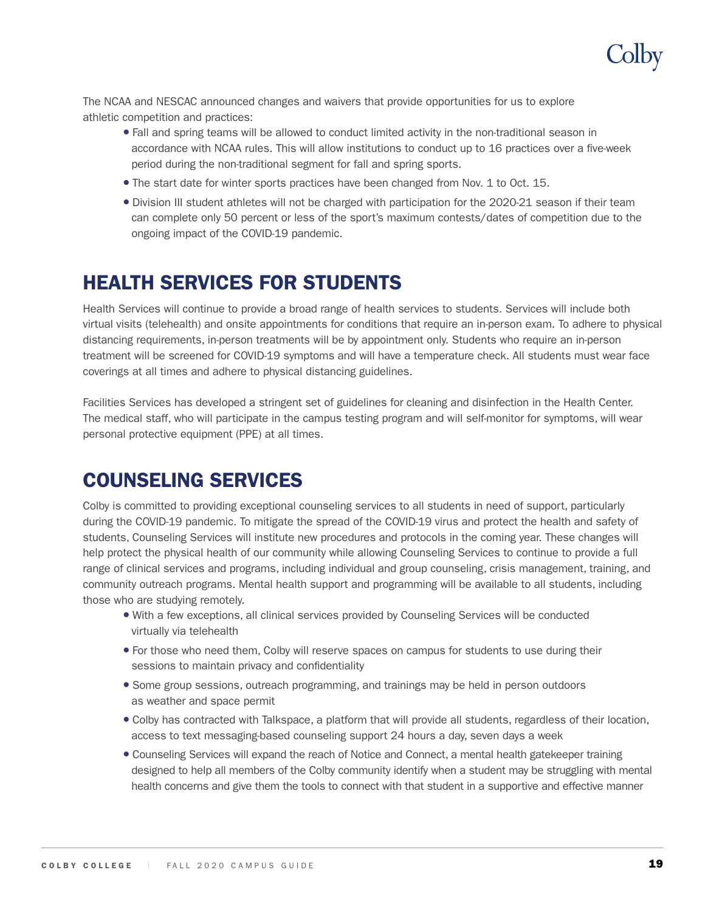The NCAA and NESCAC announced changes and waivers that provide opportunities for us to explore athletic competition and practices:

- Fall and spring teams will be allowed to conduct limited activity in the non-traditional season in accordance with NCAA rules. This will allow institutions to conduct up to 16 practices over a five-week period during the non-traditional segment for fall and spring sports.
- The start date for winter sports practices have been changed from Nov. 1 to Oct. 15.
- Division III student athletes will not be charged with participation for the 2020-21 season if their team can complete only 50 percent or less of the sport's maximum contests/dates of competition due to the ongoing impact of the COVID-19 pandemic.

## HEALTH SERVICES FOR STUDENTS

Health Services will continue to provide a broad range of health services to students. Services will include both virtual visits (telehealth) and onsite appointments for conditions that require an in-person exam. To adhere to physical distancing requirements, in-person treatments will be by appointment only. Students who require an in-person treatment will be screened for COVID-19 symptoms and will have a temperature check. All students must wear face coverings at all times and adhere to physical distancing guidelines.

Facilities Services has developed a stringent set of guidelines for cleaning and disinfection in the Health Center. The medical staff, who will participate in the campus testing program and will self-monitor for symptoms, will wear personal protective equipment (PPE) at all times.

## COUNSELING SERVICES

Colby is committed to providing exceptional counseling services to all students in need of support, particularly during the COVID-19 pandemic. To mitigate the spread of the COVID-19 virus and protect the health and safety of students, Counseling Services will institute new procedures and protocols in the coming year. These changes will help protect the physical health of our community while allowing Counseling Services to continue to provide a full range of clinical services and programs, including individual and group counseling, crisis management, training, and community outreach programs. Mental health support and programming will be available to all students, including those who are studying remotely.

- With a few exceptions, all clinical services provided by Counseling Services will be conducted virtually via telehealth
- For those who need them, Colby will reserve spaces on campus for students to use during their sessions to maintain privacy and confidentiality
- Some group sessions, outreach programming, and trainings may be held in person outdoors as weather and space permit
- Colby has contracted with Talkspace, a platform that will provide all students, regardless of their location, access to text messaging-based counseling support 24 hours a day, seven days a week
- Counseling Services will expand the reach of Notice and Connect, a mental health gatekeeper training designed to help all members of the Colby community identify when a student may be struggling with mental health concerns and give them the tools to connect with that student in a supportive and effective manner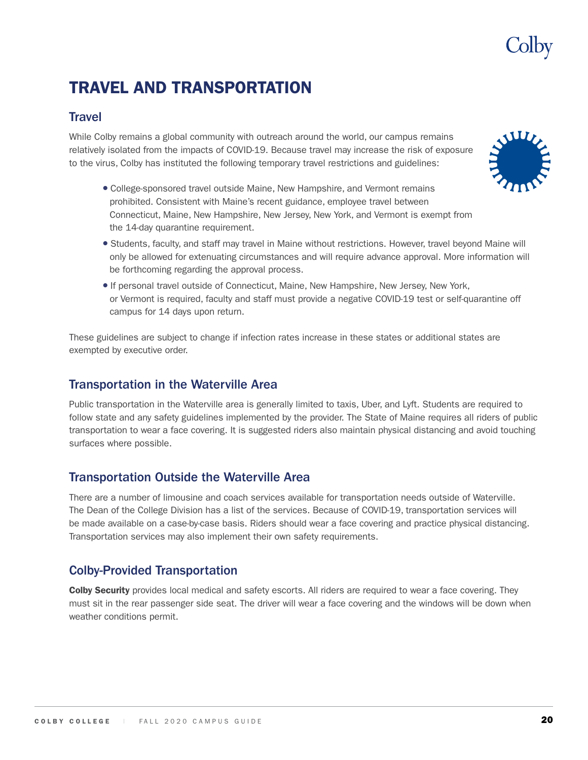# TRAVEL AND TRANSPORTATION

## Travel

While Colby remains a global community with outreach around the world, our campus remains relatively isolated from the impacts of COVID-19. Because travel may increase the risk of exposure to the virus, Colby has instituted the following temporary travel restrictions and guidelines:

- College-sponsored travel outside Maine, New Hampshire, and Vermont remains prohibited. Consistent with Maine's recent guidance, employee travel between Connecticut, Maine, New Hampshire, New Jersey, New York, and Vermont is exempt from the 14-day quarantine requirement.
- Students, faculty, and staff may travel in Maine without restrictions. However, travel beyond Maine will only be allowed for extenuating circumstances and will require advance approval. More information will be forthcoming regarding the approval process.
- If personal travel outside of Connecticut, Maine, New Hampshire, New Jersey, New York, or Vermont is required, faculty and staff must provide a negative COVID-19 test or self-quarantine off campus for 14 days upon return.

These guidelines are subject to change if infection rates increase in these states or additional states are exempted by executive order.

## Transportation in the Waterville Area

Public transportation in the Waterville area is generally limited to taxis, Uber, and Lyft. Students are required to follow state and any safety guidelines implemented by the provider. The State of Maine requires all riders of public transportation to wear a face covering. It is suggested riders also maintain physical distancing and avoid touching surfaces where possible.

## Transportation Outside the Waterville Area

There are a number of limousine and coach services available for transportation needs outside of Waterville. The Dean of the College Division has a list of the services. Because of COVID-19, transportation services will be made available on a case-by-case basis. Riders should wear a face covering and practice physical distancing. Transportation services may also implement their own safety requirements.

## Colby-Provided Transportation

**Colby Security** provides local medical and safety escorts. All riders are required to wear a face covering. They must sit in the rear passenger side seat. The driver will wear a face covering and the windows will be down when weather conditions permit.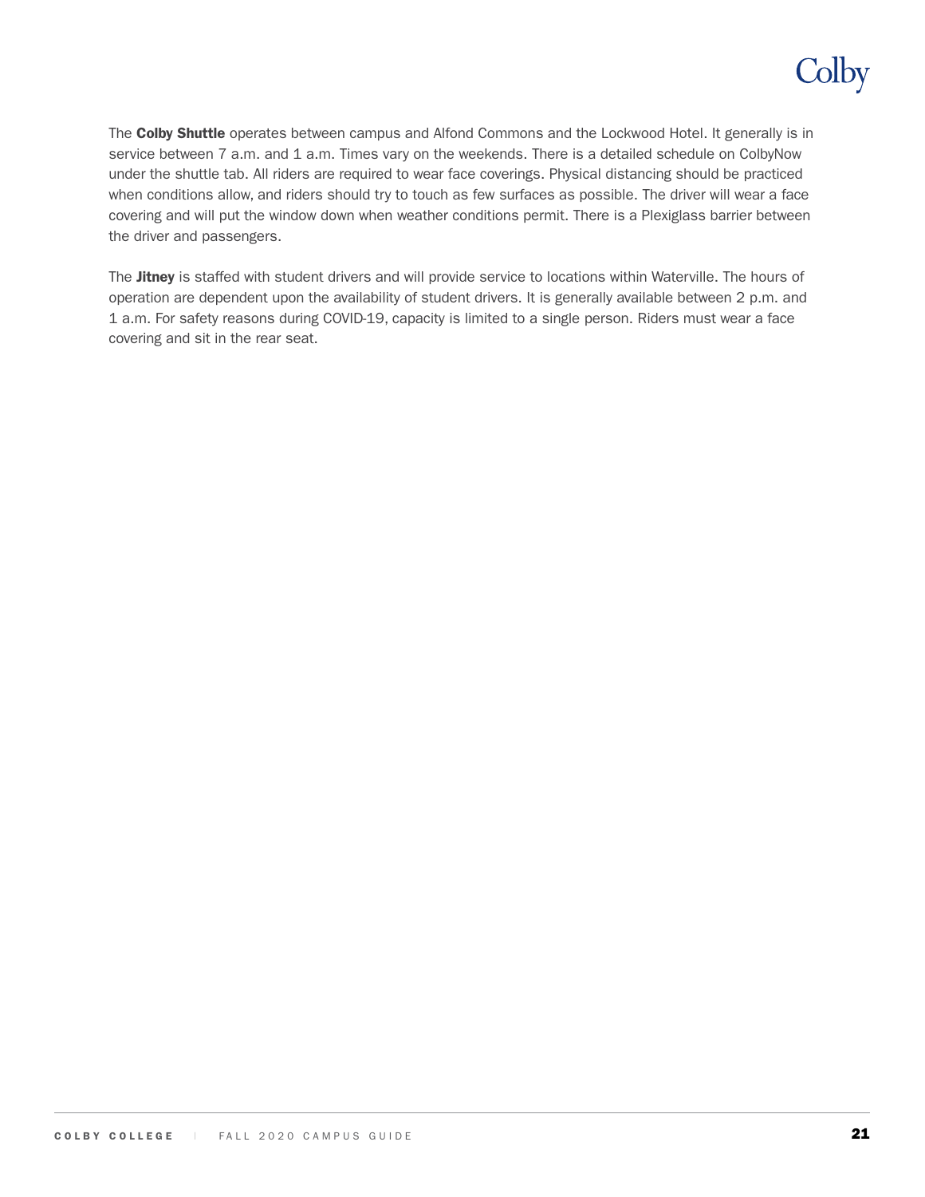The **Colby Shuttle** operates between campus and Alfond Commons and the Lockwood Hotel. It generally is in service between 7 a.m. and 1 a.m. Times vary on the weekends. There is a detailed schedule on ColbyNow under the shuttle tab. All riders are required to wear face coverings. Physical distancing should be practiced when conditions allow, and riders should try to touch as few surfaces as possible. The driver will wear a face covering and will put the window down when weather conditions permit. There is a Plexiglass barrier between the driver and passengers.

The **Jitney** is staffed with student drivers and will provide service to locations within Waterville. The hours of operation are dependent upon the availability of student drivers. It is generally available between 2 p.m. and 1 a.m. For safety reasons during COVID-19, capacity is limited to a single person. Riders must wear a face covering and sit in the rear seat.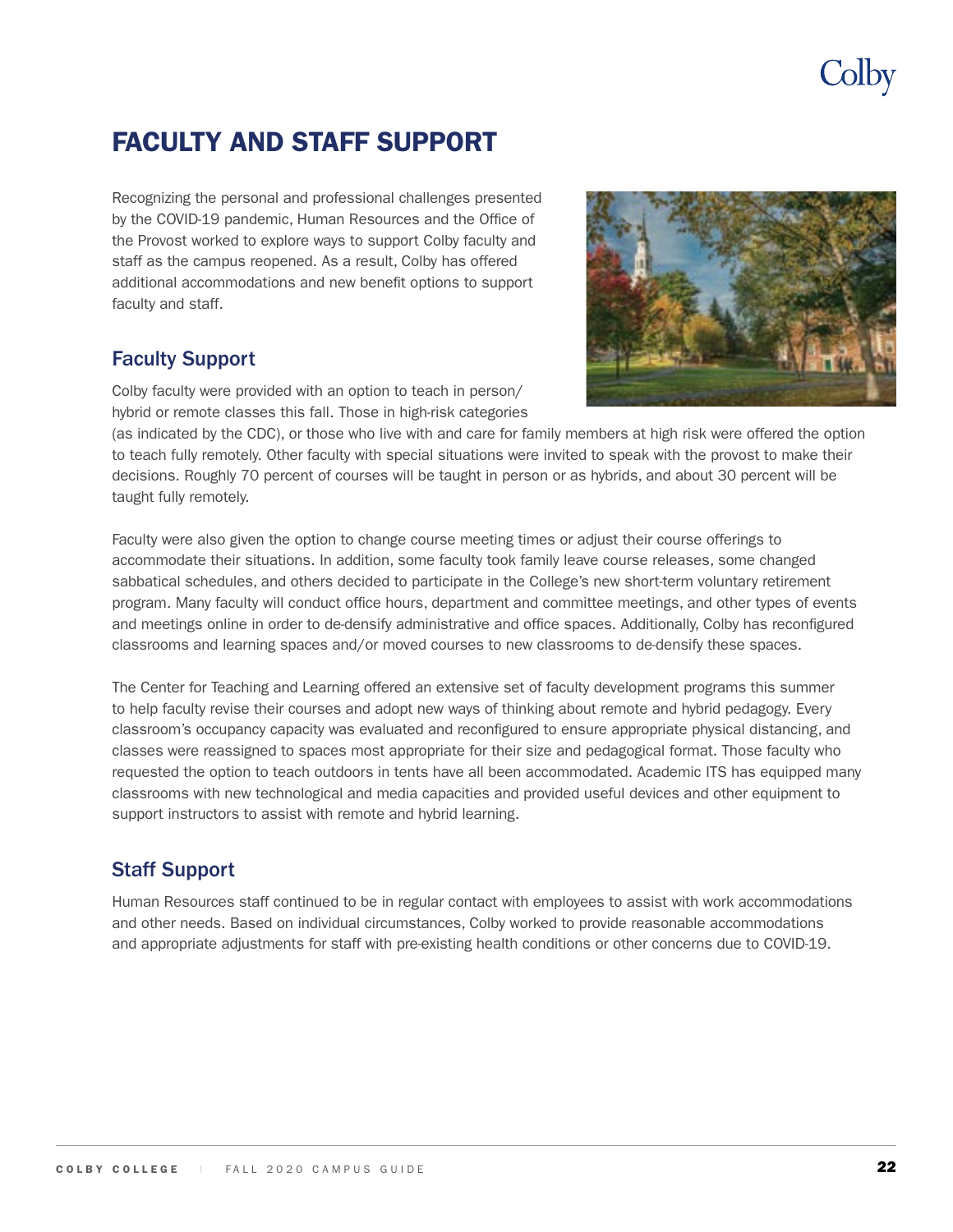# FACULTY AND STAFF SUPPORT

Recognizing the personal and professional challenges presented by the COVID-19 pandemic, Human Resources and the Office of the Provost worked to explore ways to support Colby faculty and staff as the campus reopened. As a result, Colby has offered additional accommodations and new benefit options to support faculty and staff.

## Faculty Support

Colby faculty were provided with an option to teach in person/hybrid or remote classes this fall. Those in high-risk categories (as indicated by the CDC), or those who live with and care for family members at high risk were offered the option to teach fully remotely. Other faculty with special situations were invited to speak with the provost to make their decisions. Roughly 70 percent of courses will be taught in person or as hybrids, and about 30 percent will be taught fully remotely.

Faculty were also given the option to change course meeting times or adjust their course offerings to accommodate their situations. In addition, some faculty took family leave course releases, some changed sabbatical schedules, and others decided to participate in the College's new short-term voluntary retirement program. Many faculty will conduct office hours, department and committee meetings, and other types of events and meetings online in order to de-densify administrative and office spaces. Additionally, Colby has reconfigured classrooms and learning spaces and/or moved courses to new classrooms to de-densify these spaces.

The Center for Teaching and Learning offered an extensive set of faculty development programs this summer to help faculty revise their courses and adopt new ways of thinking about remote and hybrid pedagogy. Every classroom's occupancy capacity was evaluated and reconfigured to ensure appropriate physical distancing, and classes were reassigned to spaces most appropriate for their size and pedagogical format. Those faculty who requested the option to teach outdoors in tents have all been accommodated. Academic ITS has equipped many classrooms with new technological and media capacities and provided useful devices and other equipment to support instructors to assist with remote and hybrid learning.

## Staff Support

Human Resources staff continued to be in regular contact with employees to assist with work accommodations and other needs. Based on individual circumstances, Colby worked to provide reasonable accommodations and appropriate adjustments for staff with pre-existing health conditions or other concerns due to COVID-19.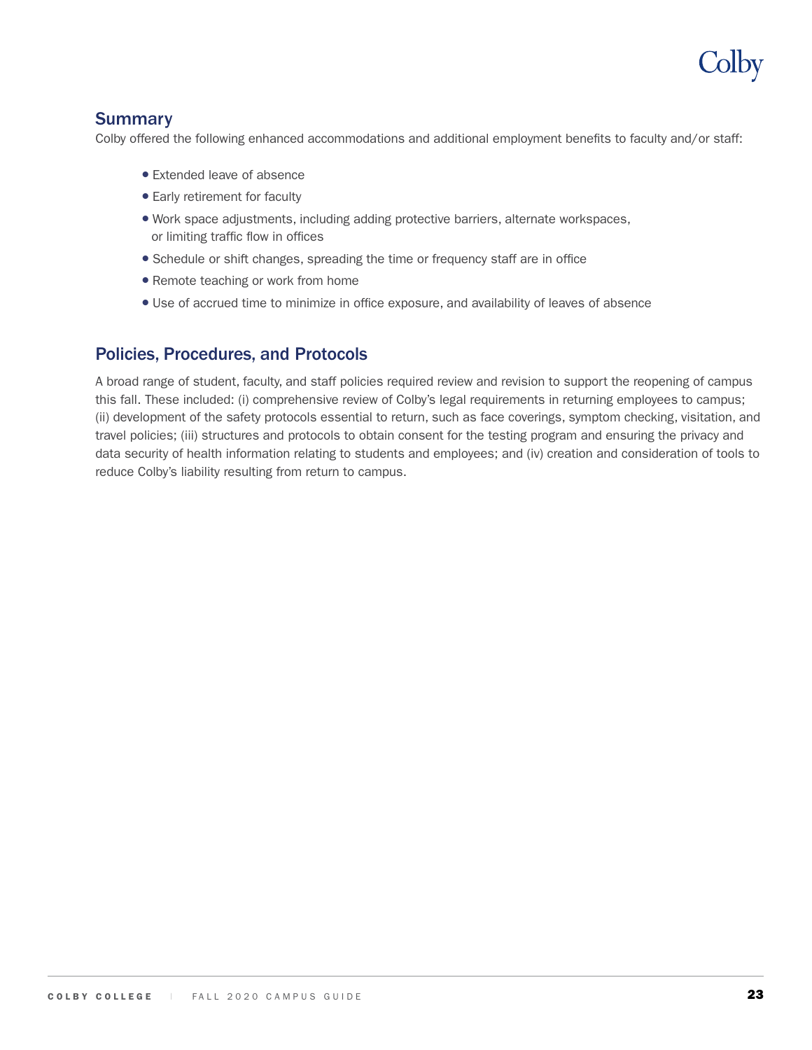## Summary

Colby offered the following enhanced accommodations and additional employment benefits to faculty and/or staff:

- Extended leave of absence
- Early retirement for faculty
- Work space adjustments, including adding protective barriers, alternate workspaces, or limiting traffic flow in offices
- Schedule or shift changes, spreading the time or frequency staff are in office
- Remote teaching or work from home
- Use of accrued time to minimize in office exposure, and availability of leaves of absence

## Policies, Procedures, and Protocols

A broad range of student, faculty, and staff policies required review and revision to support the reopening of campus this fall. These included: (i) comprehensive review of Colby's legal requirements in returning employees to campus; (ii) development of the safety protocols essential to return, such as face coverings, symptom checking, visitation, and travel policies; (iii) structures and protocols to obtain consent for the testing program and ensuring the privacy and data security of health information relating to students and employees; and (iv) creation and consideration of tools to reduce Colby's liability resulting from return to campus.